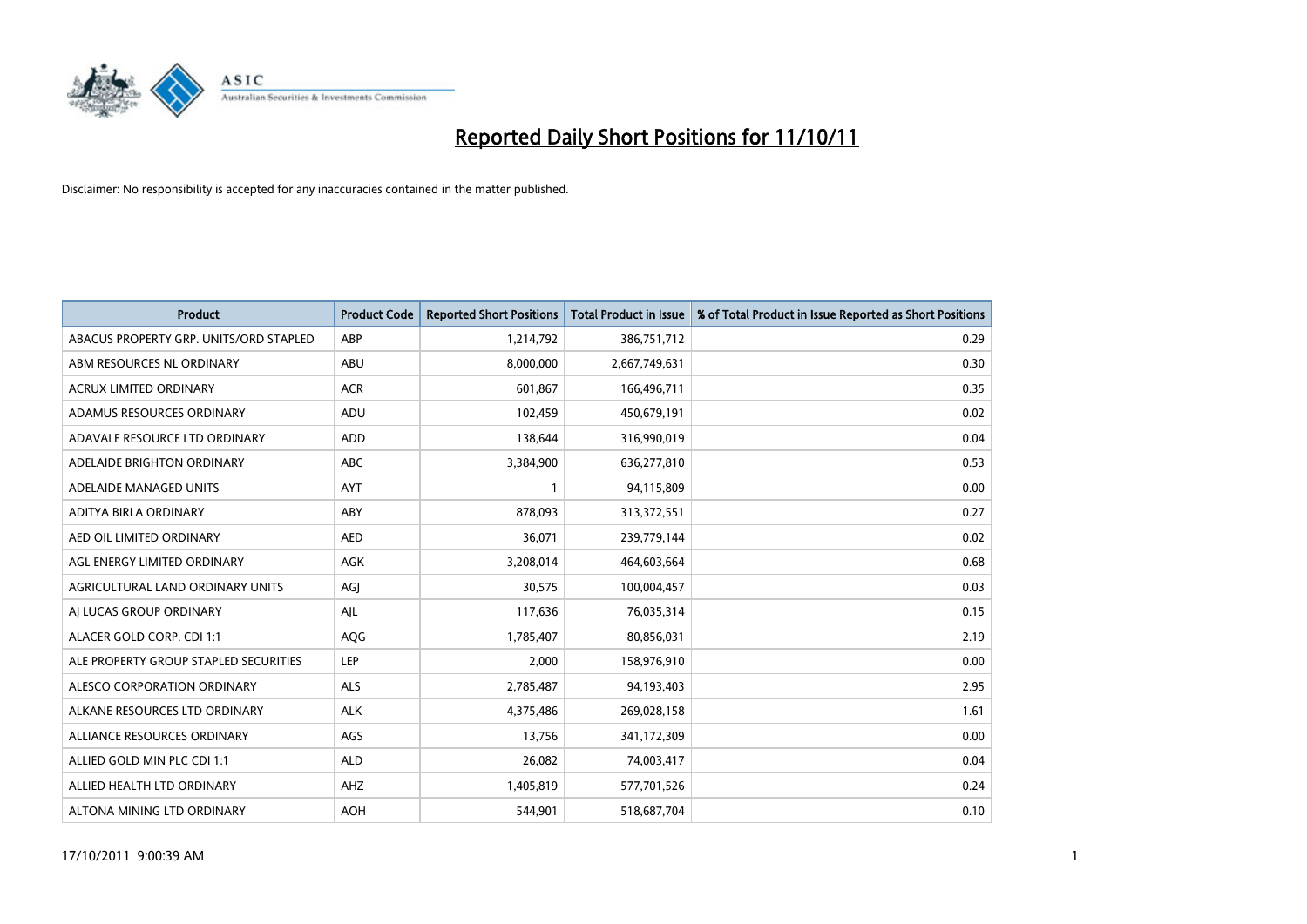# Reported Daily Short Positions for 11/10/11

Disclaimer: No responsibility is accepted for any inaccuracies contained in the matter published.

| Product | Product Code | Reported Short Positions | Total Product in Issue | % of Total Product in Issue Reported as Short Positions |
|---|---|---|---|---|
| ABACUS PROPERTY GRP. UNITS/ORD STAPLED | ABP | 1,214,792 | 386,751,712 | 0.29 |
| ABM RESOURCES NL ORDINARY | ABU | 8,000,000 | 2,667,749,631 | 0.30 |
| ACRUX LIMITED ORDINARY | ACR | 601,867 | 166,496,711 | 0.35 |
| ADAMUS RESOURCES ORDINARY | ADU | 102,459 | 450,679,191 | 0.02 |
| ADAVALE RESOURCE LTD ORDINARY | ADD | 138,644 | 316,990,019 | 0.04 |
| ADELAIDE BRIGHTON ORDINARY | ABC | 3,384,900 | 636,277,810 | 0.53 |
| ADELAIDE MANAGED UNITS | AYT | 1 | 94,115,809 | 0.00 |
| ADITYA BIRLA ORDINARY | ABY | 878,093 | 313,372,551 | 0.27 |
| AED OIL LIMITED ORDINARY | AED | 36,071 | 239,779,144 | 0.02 |
| AGL ENERGY LIMITED ORDINARY | AGK | 3,208,014 | 464,603,664 | 0.68 |
| AGRICULTURAL LAND ORDINARY UNITS | AGJ | 30,575 | 100,004,457 | 0.03 |
| AJ LUCAS GROUP ORDINARY | AJL | 117,636 | 76,035,314 | 0.15 |
| ALACER GOLD CORP. CDI 1:1 | AQG | 1,785,407 | 80,856,031 | 2.19 |
| ALE PROPERTY GROUP STAPLED SECURITIES | LEP | 2,000 | 158,976,910 | 0.00 |
| ALESCO CORPORATION ORDINARY | ALS | 2,785,487 | 94,193,403 | 2.95 |
| ALKANE RESOURCES LTD ORDINARY | ALK | 4,375,486 | 269,028,158 | 1.61 |
| ALLIANCE RESOURCES ORDINARY | AGS | 13,756 | 341,172,309 | 0.00 |
| ALLIED GOLD MIN PLC CDI 1:1 | ALD | 26,082 | 74,003,417 | 0.04 |
| ALLIED HEALTH LTD ORDINARY | AHZ | 1,405,819 | 577,701,526 | 0.24 |
| ALTONA MINING LTD ORDINARY | AOH | 544,901 | 518,687,704 | 0.10 |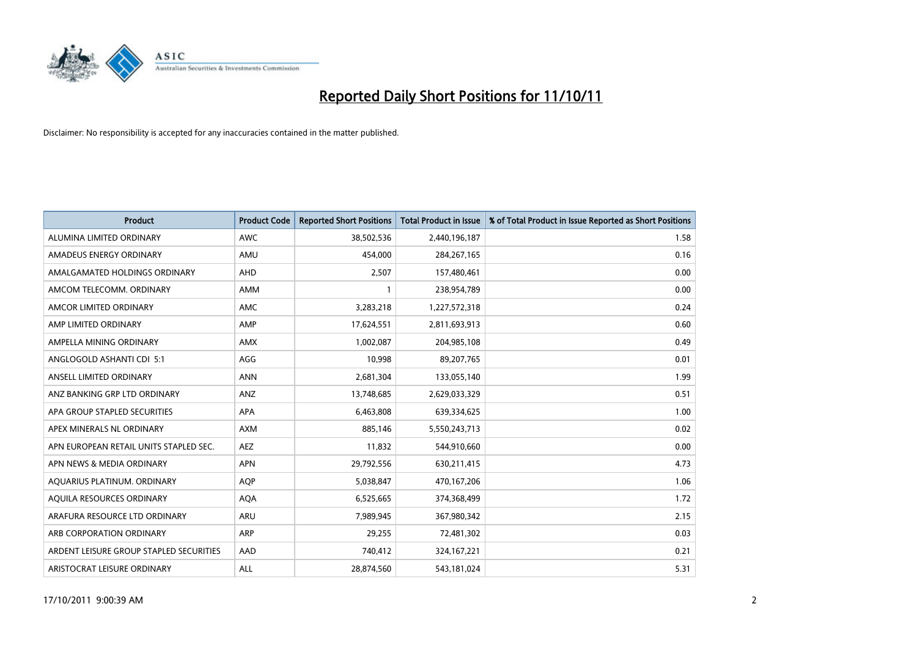# Reported Daily Short Positions for 11/10/11

Disclaimer: No responsibility is accepted for any inaccuracies contained in the matter published.

| Product | Product Code | Reported Short Positions | Total Product in Issue | % of Total Product in Issue Reported as Short Positions |
|---|---|---|---|---|
| ALUMINA LIMITED ORDINARY | AWC | 38,502,536 | 2,440,196,187 | 1.58 |
| AMADEUS ENERGY ORDINARY | AMU | 454,000 | 284,267,165 | 0.16 |
| AMALGAMATED HOLDINGS ORDINARY | AHD | 2,507 | 157,480,461 | 0.00 |
| AMCOM TELECOMM. ORDINARY | AMM | 1 | 238,954,789 | 0.00 |
| AMCOR LIMITED ORDINARY | AMC | 3,283,218 | 1,227,572,318 | 0.24 |
| AMP LIMITED ORDINARY | AMP | 17,624,551 | 2,811,693,913 | 0.60 |
| AMPELLA MINING ORDINARY | AMX | 1,002,087 | 204,985,108 | 0.49 |
| ANGLOGOLD ASHANTI CDI 5:1 | AGG | 10,998 | 89,207,765 | 0.01 |
| ANSELL LIMITED ORDINARY | ANN | 2,681,304 | 133,055,140 | 1.99 |
| ANZ BANKING GRP LTD ORDINARY | ANZ | 13,748,685 | 2,629,033,329 | 0.51 |
| APA GROUP STAPLED SECURITIES | APA | 6,463,808 | 639,334,625 | 1.00 |
| APEX MINERALS NL ORDINARY | AXM | 885,146 | 5,550,243,713 | 0.02 |
| APN EUROPEAN RETAIL UNITS STAPLED SEC. | AEZ | 11,832 | 544,910,660 | 0.00 |
| APN NEWS & MEDIA ORDINARY | APN | 29,792,556 | 630,211,415 | 4.73 |
| AQUARIUS PLATINUM. ORDINARY | AQP | 5,038,847 | 470,167,206 | 1.06 |
| AQUILA RESOURCES ORDINARY | AQA | 6,525,665 | 374,368,499 | 1.72 |
| ARAFURA RESOURCE LTD ORDINARY | ARU | 7,989,945 | 367,980,342 | 2.15 |
| ARB CORPORATION ORDINARY | ARP | 29,255 | 72,481,302 | 0.03 |
| ARDENT LEISURE GROUP STAPLED SECURITIES | AAD | 740,412 | 324,167,221 | 0.21 |
| ARISTOCRAT LEISURE ORDINARY | ALL | 28,874,560 | 543,181,024 | 5.31 |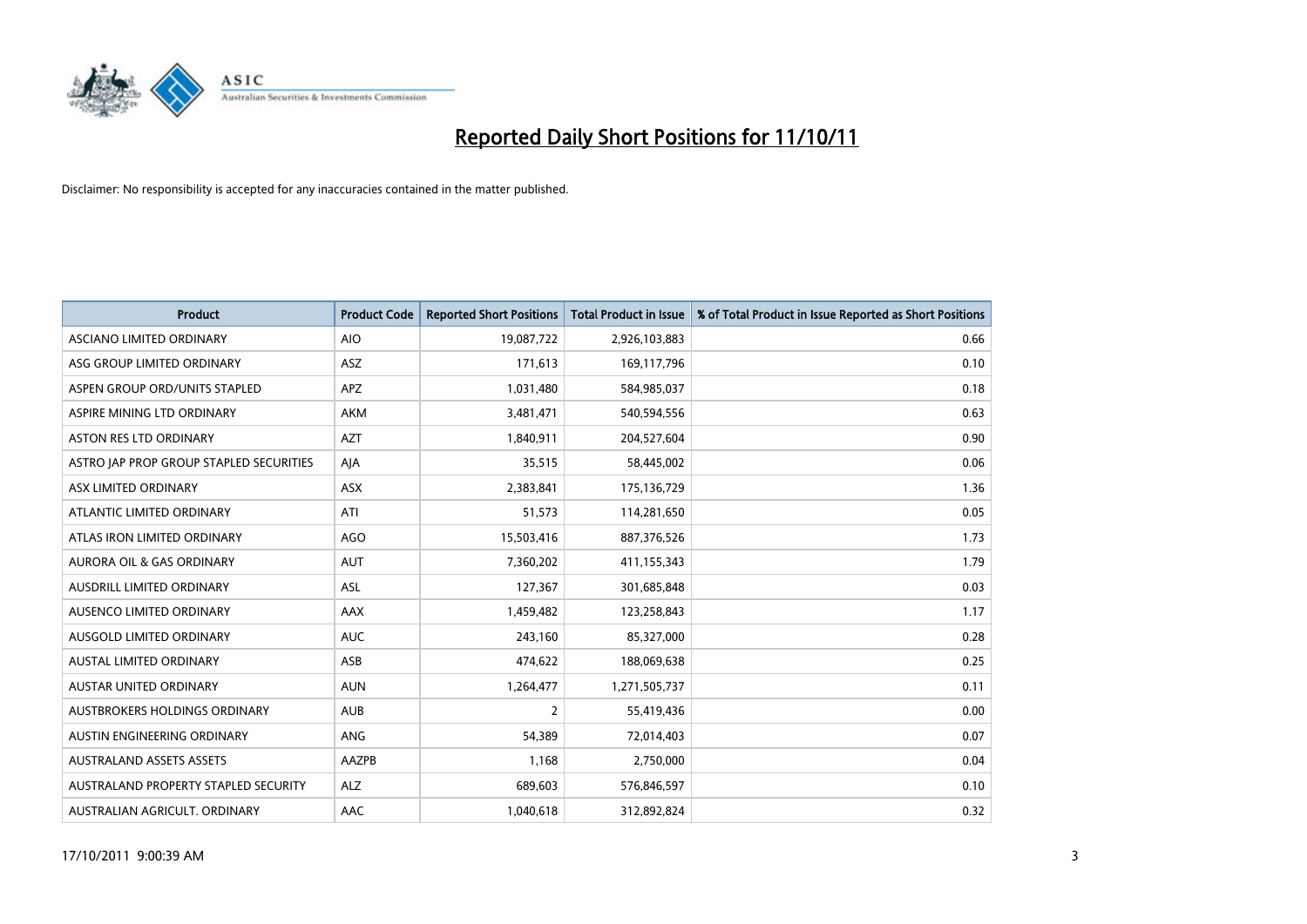# Reported Daily Short Positions for 11/10/11

Disclaimer: No responsibility is accepted for any inaccuracies contained in the matter published.

| Product | Product Code | Reported Short Positions | Total Product in Issue | % of Total Product in Issue Reported as Short Positions |
|---|---|---|---|---|
| ASCIANO LIMITED ORDINARY | AIO | 19,087,722 | 2,926,103,883 | 0.66 |
| ASG GROUP LIMITED ORDINARY | ASZ | 171,613 | 169,117,796 | 0.10 |
| ASPEN GROUP ORD/UNITS STAPLED | APZ | 1,031,480 | 584,985,037 | 0.18 |
| ASPIRE MINING LTD ORDINARY | AKM | 3,481,471 | 540,594,556 | 0.63 |
| ASTON RES LTD ORDINARY | AZT | 1,840,911 | 204,527,604 | 0.90 |
| ASTRO JAP PROP GROUP STAPLED SECURITIES | AJA | 35,515 | 58,445,002 | 0.06 |
| ASX LIMITED ORDINARY | ASX | 2,383,841 | 175,136,729 | 1.36 |
| ATLANTIC LIMITED ORDINARY | ATI | 51,573 | 114,281,650 | 0.05 |
| ATLAS IRON LIMITED ORDINARY | AGO | 15,503,416 | 887,376,526 | 1.73 |
| AURORA OIL & GAS ORDINARY | AUT | 7,360,202 | 411,155,343 | 1.79 |
| AUSDRILL LIMITED ORDINARY | ASL | 127,367 | 301,685,848 | 0.03 |
| AUSENCO LIMITED ORDINARY | AAX | 1,459,482 | 123,258,843 | 1.17 |
| AUSGOLD LIMITED ORDINARY | AUC | 243,160 | 85,327,000 | 0.28 |
| AUSTAL LIMITED ORDINARY | ASB | 474,622 | 188,069,638 | 0.25 |
| AUSTAR UNITED ORDINARY | AUN | 1,264,477 | 1,271,505,737 | 0.11 |
| AUSTBROKERS HOLDINGS ORDINARY | AUB | 2 | 55,419,436 | 0.00 |
| AUSTIN ENGINEERING ORDINARY | ANG | 54,389 | 72,014,403 | 0.07 |
| AUSTRALAND ASSETS ASSETS | AAZPB | 1,168 | 2,750,000 | 0.04 |
| AUSTRALAND PROPERTY STAPLED SECURITY | ALZ | 689,603 | 576,846,597 | 0.10 |
| AUSTRALIAN AGRICULT. ORDINARY | AAC | 1,040,618 | 312,892,824 | 0.32 |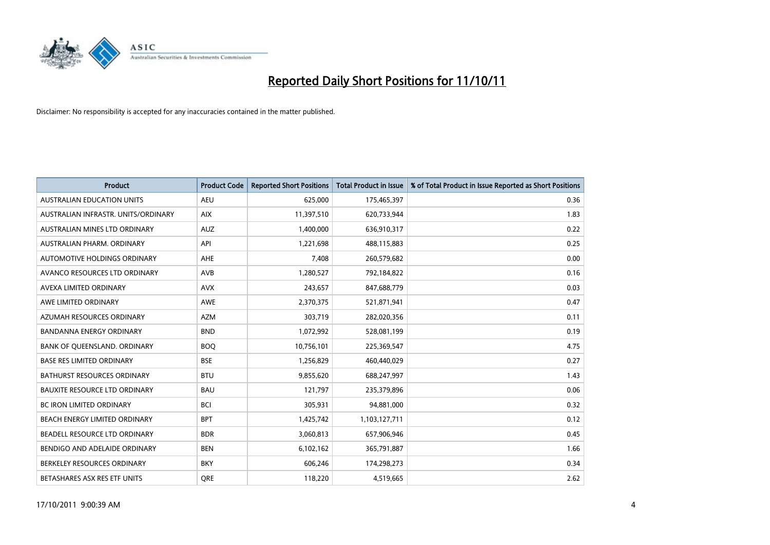# Reported Daily Short Positions for 11/10/11

Disclaimer: No responsibility is accepted for any inaccuracies contained in the matter published.

| Product | Product Code | Reported Short Positions | Total Product in Issue | % of Total Product in Issue Reported as Short Positions |
|---|---|---|---|---|
| AUSTRALIAN EDUCATION UNITS | AEU | 625,000 | 175,465,397 | 0.36 |
| AUSTRALIAN INFRASTR. UNITS/ORDINARY | AIX | 11,397,510 | 620,733,944 | 1.83 |
| AUSTRALIAN MINES LTD ORDINARY | AUZ | 1,400,000 | 636,910,317 | 0.22 |
| AUSTRALIAN PHARM. ORDINARY | API | 1,221,698 | 488,115,883 | 0.25 |
| AUTOMOTIVE HOLDINGS ORDINARY | AHE | 7,408 | 260,579,682 | 0.00 |
| AVANCO RESOURCES LTD ORDINARY | AVB | 1,280,527 | 792,184,822 | 0.16 |
| AVEXA LIMITED ORDINARY | AVX | 243,657 | 847,688,779 | 0.03 |
| AWE LIMITED ORDINARY | AWE | 2,370,375 | 521,871,941 | 0.47 |
| AZUMAH RESOURCES ORDINARY | AZM | 303,719 | 282,020,356 | 0.11 |
| BANDANNA ENERGY ORDINARY | BND | 1,072,992 | 528,081,199 | 0.19 |
| BANK OF QUEENSLAND. ORDINARY | BOQ | 10,756,101 | 225,369,547 | 4.75 |
| BASE RES LIMITED ORDINARY | BSE | 1,256,829 | 460,440,029 | 0.27 |
| BATHURST RESOURCES ORDINARY | BTU | 9,855,620 | 688,247,997 | 1.43 |
| BAUXITE RESOURCE LTD ORDINARY | BAU | 121,797 | 235,379,896 | 0.06 |
| BC IRON LIMITED ORDINARY | BCI | 305,931 | 94,881,000 | 0.32 |
| BEACH ENERGY LIMITED ORDINARY | BPT | 1,425,742 | 1,103,127,711 | 0.12 |
| BEADELL RESOURCE LTD ORDINARY | BDR | 3,060,813 | 657,906,946 | 0.45 |
| BENDIGO AND ADELAIDE ORDINARY | BEN | 6,102,162 | 365,791,887 | 1.66 |
| BERKELEY RESOURCES ORDINARY | BKY | 606,246 | 174,298,273 | 0.34 |
| BETASHARES ASX RES ETF UNITS | QRE | 118,220 | 4,519,665 | 2.62 |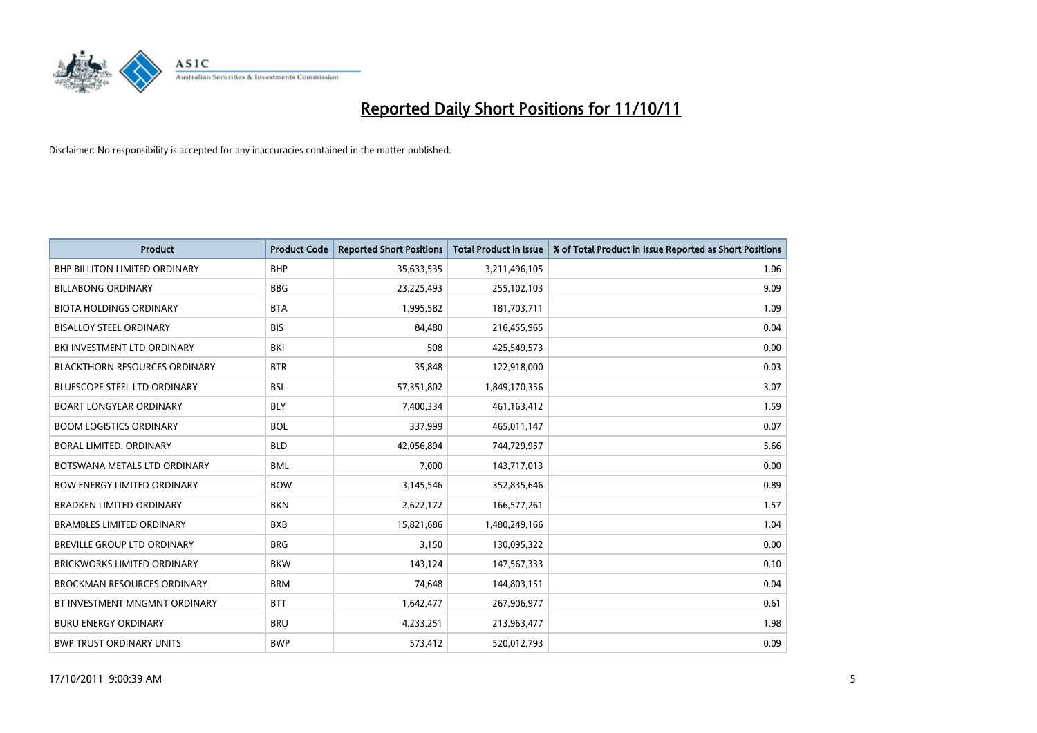# Reported Daily Short Positions for 11/10/11

Disclaimer: No responsibility is accepted for any inaccuracies contained in the matter published.

| Product | Product Code | Reported Short Positions | Total Product in Issue | % of Total Product in Issue Reported as Short Positions |
|---|---|---|---|---|
| BHP BILLITON LIMITED ORDINARY | BHP | 35,633,535 | 3,211,496,105 | 1.06 |
| BILLABONG ORDINARY | BBG | 23,225,493 | 255,102,103 | 9.09 |
| BIOTA HOLDINGS ORDINARY | BTA | 1,995,582 | 181,703,711 | 1.09 |
| BISALLOY STEEL ORDINARY | BIS | 84,480 | 216,455,965 | 0.04 |
| BKI INVESTMENT LTD ORDINARY | BKI | 508 | 425,549,573 | 0.00 |
| BLACKTHORN RESOURCES ORDINARY | BTR | 35,848 | 122,918,000 | 0.03 |
| BLUESCOPE STEEL LTD ORDINARY | BSL | 57,351,802 | 1,849,170,356 | 3.07 |
| BOART LONGYEAR ORDINARY | BLY | 7,400,334 | 461,163,412 | 1.59 |
| BOOM LOGISTICS ORDINARY | BOL | 337,999 | 465,011,147 | 0.07 |
| BORAL LIMITED. ORDINARY | BLD | 42,056,894 | 744,729,957 | 5.66 |
| BOTSWANA METALS LTD ORDINARY | BML | 7,000 | 143,717,013 | 0.00 |
| BOW ENERGY LIMITED ORDINARY | BOW | 3,145,546 | 352,835,646 | 0.89 |
| BRADKEN LIMITED ORDINARY | BKN | 2,622,172 | 166,577,261 | 1.57 |
| BRAMBLES LIMITED ORDINARY | BXB | 15,821,686 | 1,480,249,166 | 1.04 |
| BREVILLE GROUP LTD ORDINARY | BRG | 3,150 | 130,095,322 | 0.00 |
| BRICKWORKS LIMITED ORDINARY | BKW | 143,124 | 147,567,333 | 0.10 |
| BROCKMAN RESOURCES ORDINARY | BRM | 74,648 | 144,803,151 | 0.04 |
| BT INVESTMENT MNGMNT ORDINARY | BTT | 1,642,477 | 267,906,977 | 0.61 |
| BURU ENERGY ORDINARY | BRU | 4,233,251 | 213,963,477 | 1.98 |
| BWP TRUST ORDINARY UNITS | BWP | 573,412 | 520,012,793 | 0.09 |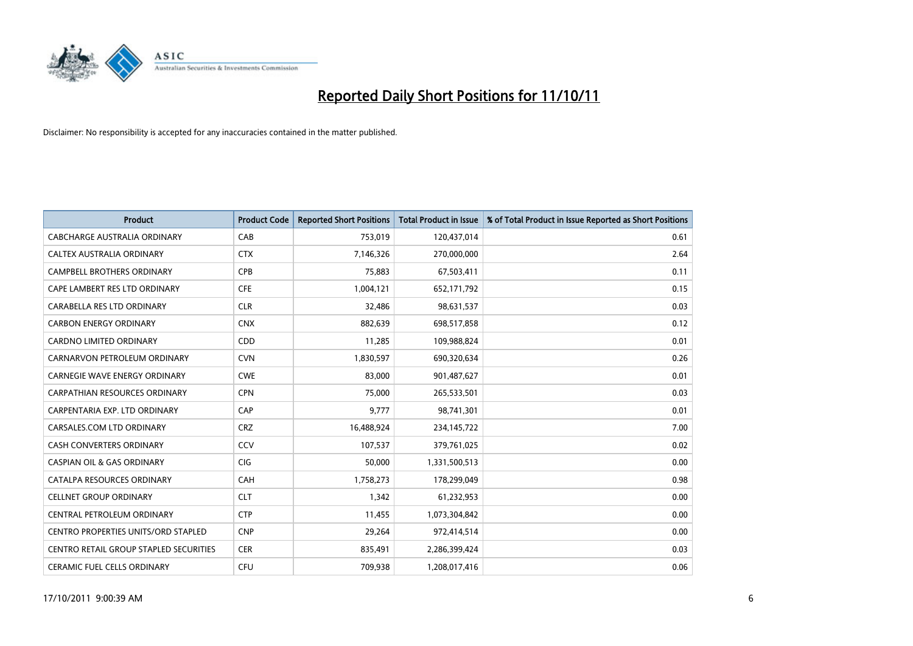# Reported Daily Short Positions for 11/10/11

Disclaimer: No responsibility is accepted for any inaccuracies contained in the matter published.

| Product | Product Code | Reported Short Positions | Total Product in Issue | % of Total Product in Issue Reported as Short Positions |
|---|---|---|---|---|
| CABCHARGE AUSTRALIA ORDINARY | CAB | 753,019 | 120,437,014 | 0.61 |
| CALTEX AUSTRALIA ORDINARY | CTX | 7,146,326 | 270,000,000 | 2.64 |
| CAMPBELL BROTHERS ORDINARY | CPB | 75,883 | 67,503,411 | 0.11 |
| CAPE LAMBERT RES LTD ORDINARY | CFE | 1,004,121 | 652,171,792 | 0.15 |
| CARABELLA RES LTD ORDINARY | CLR | 32,486 | 98,631,537 | 0.03 |
| CARBON ENERGY ORDINARY | CNX | 882,639 | 698,517,858 | 0.12 |
| CARDNO LIMITED ORDINARY | CDD | 11,285 | 109,988,824 | 0.01 |
| CARNARVON PETROLEUM ORDINARY | CVN | 1,830,597 | 690,320,634 | 0.26 |
| CARNEGIE WAVE ENERGY ORDINARY | CWE | 83,000 | 901,487,627 | 0.01 |
| CARPATHIAN RESOURCES ORDINARY | CPN | 75,000 | 265,533,501 | 0.03 |
| CARPENTARIA EXP. LTD ORDINARY | CAP | 9,777 | 98,741,301 | 0.01 |
| CARSALES.COM LTD ORDINARY | CRZ | 16,488,924 | 234,145,722 | 7.00 |
| CASH CONVERTERS ORDINARY | CCV | 107,537 | 379,761,025 | 0.02 |
| CASPIAN OIL & GAS ORDINARY | CIG | 50,000 | 1,331,500,513 | 0.00 |
| CATALPA RESOURCES ORDINARY | CAH | 1,758,273 | 178,299,049 | 0.98 |
| CELLNET GROUP ORDINARY | CLT | 1,342 | 61,232,953 | 0.00 |
| CENTRAL PETROLEUM ORDINARY | CTP | 11,455 | 1,073,304,842 | 0.00 |
| CENTRO PROPERTIES UNITS/ORD STAPLED | CNP | 29,264 | 972,414,514 | 0.00 |
| CENTRO RETAIL GROUP STAPLED SECURITIES | CER | 835,491 | 2,286,399,424 | 0.03 |
| CERAMIC FUEL CELLS ORDINARY | CFU | 709,938 | 1,208,017,416 | 0.06 |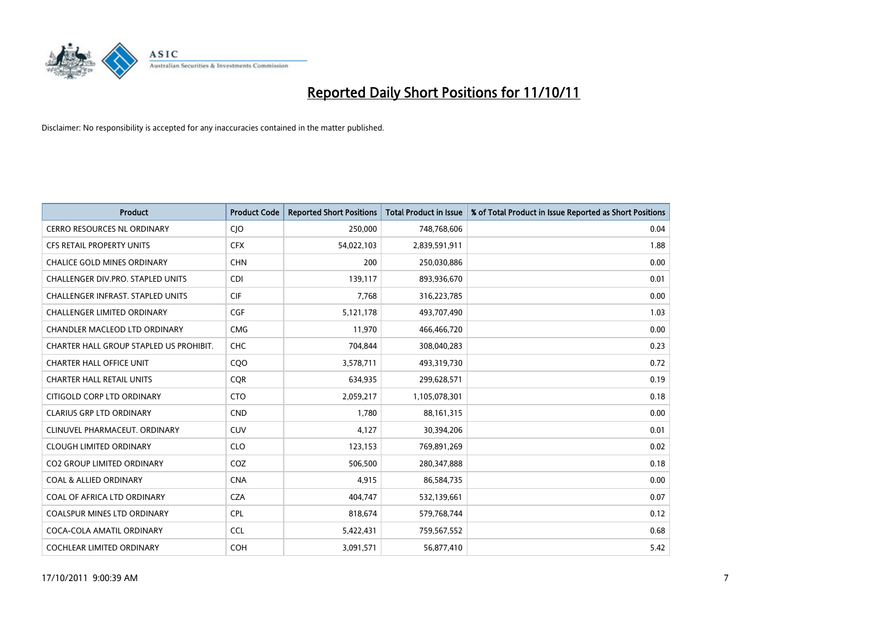# Reported Daily Short Positions for 11/10/11

Disclaimer: No responsibility is accepted for any inaccuracies contained in the matter published.

| Product | Product Code | Reported Short Positions | Total Product in Issue | % of Total Product in Issue Reported as Short Positions |
|---|---|---|---|---|
| CERRO RESOURCES NL ORDINARY | CJO | 250,000 | 748,768,606 | 0.04 |
| CFS RETAIL PROPERTY UNITS | CFX | 54,022,103 | 2,839,591,911 | 1.88 |
| CHALICE GOLD MINES ORDINARY | CHN | 200 | 250,030,886 | 0.00 |
| CHALLENGER DIV.PRO. STAPLED UNITS | CDI | 139,117 | 893,936,670 | 0.01 |
| CHALLENGER INFRAST. STAPLED UNITS | CIF | 7,768 | 316,223,785 | 0.00 |
| CHALLENGER LIMITED ORDINARY | CGF | 5,121,178 | 493,707,490 | 1.03 |
| CHANDLER MACLEOD LTD ORDINARY | CMG | 11,970 | 466,466,720 | 0.00 |
| CHARTER HALL GROUP STAPLED US PROHIBIT. | CHC | 704,844 | 308,040,283 | 0.23 |
| CHARTER HALL OFFICE UNIT | CQO | 3,578,711 | 493,319,730 | 0.72 |
| CHARTER HALL RETAIL UNITS | CQR | 634,935 | 299,628,571 | 0.19 |
| CITIGOLD CORP LTD ORDINARY | CTO | 2,059,217 | 1,105,078,301 | 0.18 |
| CLARIUS GRP LTD ORDINARY | CND | 1,780 | 88,161,315 | 0.00 |
| CLINUVEL PHARMACEUT. ORDINARY | CUV | 4,127 | 30,394,206 | 0.01 |
| CLOUGH LIMITED ORDINARY | CLO | 123,153 | 769,891,269 | 0.02 |
| CO2 GROUP LIMITED ORDINARY | COZ | 506,500 | 280,347,888 | 0.18 |
| COAL & ALLIED ORDINARY | CNA | 4,915 | 86,584,735 | 0.00 |
| COAL OF AFRICA LTD ORDINARY | CZA | 404,747 | 532,139,661 | 0.07 |
| COALSPUR MINES LTD ORDINARY | CPL | 818,674 | 579,768,744 | 0.12 |
| COCA-COLA AMATIL ORDINARY | CCL | 5,422,431 | 759,567,552 | 0.68 |
| COCHLEAR LIMITED ORDINARY | COH | 3,091,571 | 56,877,410 | 5.42 |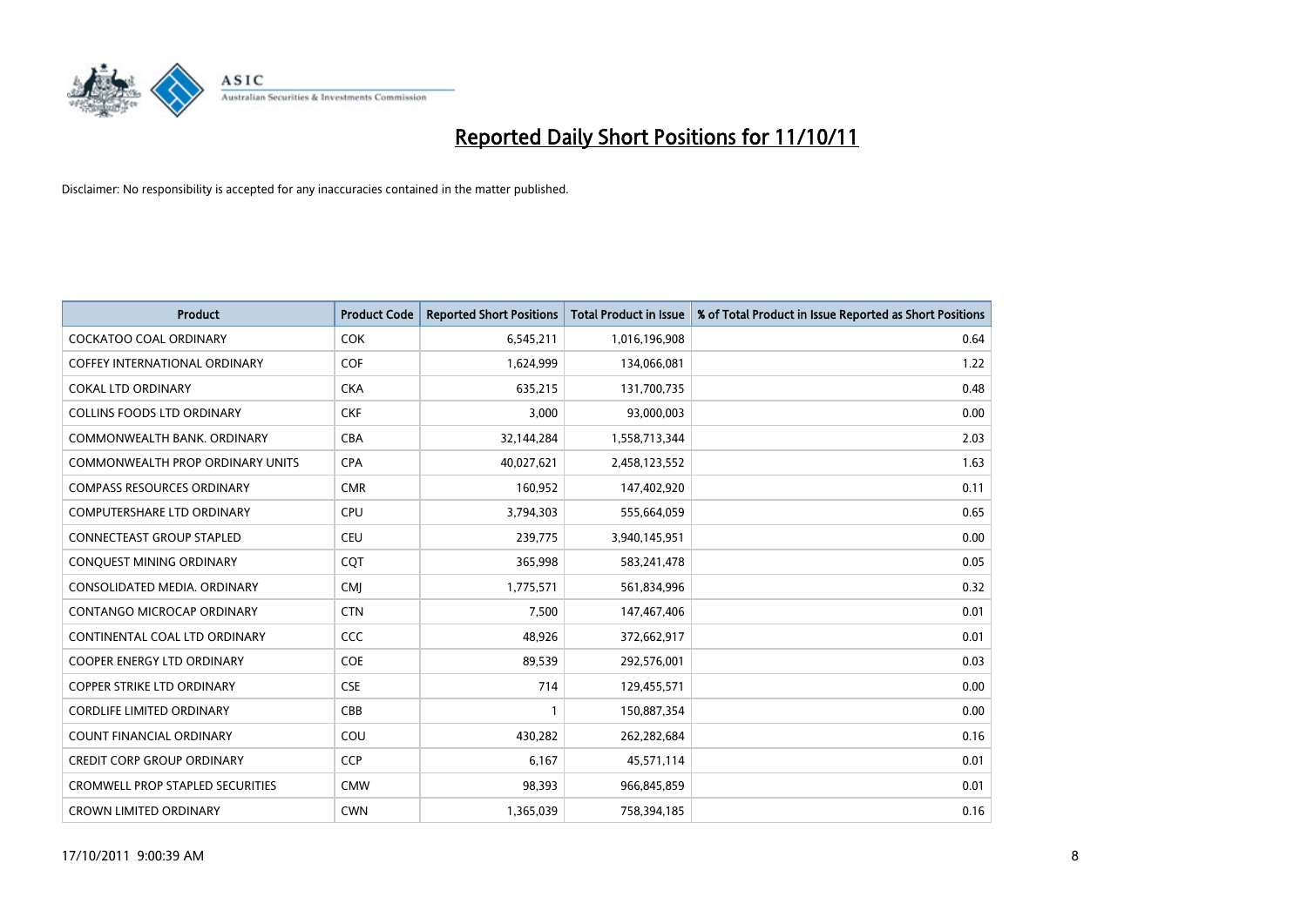# Reported Daily Short Positions for 11/10/11

Disclaimer: No responsibility is accepted for any inaccuracies contained in the matter published.

| Product | Product Code | Reported Short Positions | Total Product in Issue | % of Total Product in Issue Reported as Short Positions |
|---|---|---|---|---|
| COCKATOO COAL ORDINARY | COK | 6,545,211 | 1,016,196,908 | 0.64 |
| COFFEY INTERNATIONAL ORDINARY | COF | 1,624,999 | 134,066,081 | 1.22 |
| COKAL LTD ORDINARY | CKA | 635,215 | 131,700,735 | 0.48 |
| COLLINS FOODS LTD ORDINARY | CKF | 3,000 | 93,000,003 | 0.00 |
| COMMONWEALTH BANK. ORDINARY | CBA | 32,144,284 | 1,558,713,344 | 2.03 |
| COMMONWEALTH PROP ORDINARY UNITS | CPA | 40,027,621 | 2,458,123,552 | 1.63 |
| COMPASS RESOURCES ORDINARY | CMR | 160,952 | 147,402,920 | 0.11 |
| COMPUTERSHARE LTD ORDINARY | CPU | 3,794,303 | 555,664,059 | 0.65 |
| CONNECTEAST GROUP STAPLED | CEU | 239,775 | 3,940,145,951 | 0.00 |
| CONQUEST MINING ORDINARY | CQT | 365,998 | 583,241,478 | 0.05 |
| CONSOLIDATED MEDIA. ORDINARY | CMJ | 1,775,571 | 561,834,996 | 0.32 |
| CONTANGO MICROCAP ORDINARY | CTN | 7,500 | 147,467,406 | 0.01 |
| CONTINENTAL COAL LTD ORDINARY | CCC | 48,926 | 372,662,917 | 0.01 |
| COOPER ENERGY LTD ORDINARY | COE | 89,539 | 292,576,001 | 0.03 |
| COPPER STRIKE LTD ORDINARY | CSE | 714 | 129,455,571 | 0.00 |
| CORDLIFE LIMITED ORDINARY | CBB | 1 | 150,887,354 | 0.00 |
| COUNT FINANCIAL ORDINARY | COU | 430,282 | 262,282,684 | 0.16 |
| CREDIT CORP GROUP ORDINARY | CCP | 6,167 | 45,571,114 | 0.01 |
| CROMWELL PROP STAPLED SECURITIES | CMW | 98,393 | 966,845,859 | 0.01 |
| CROWN LIMITED ORDINARY | CWN | 1,365,039 | 758,394,185 | 0.16 |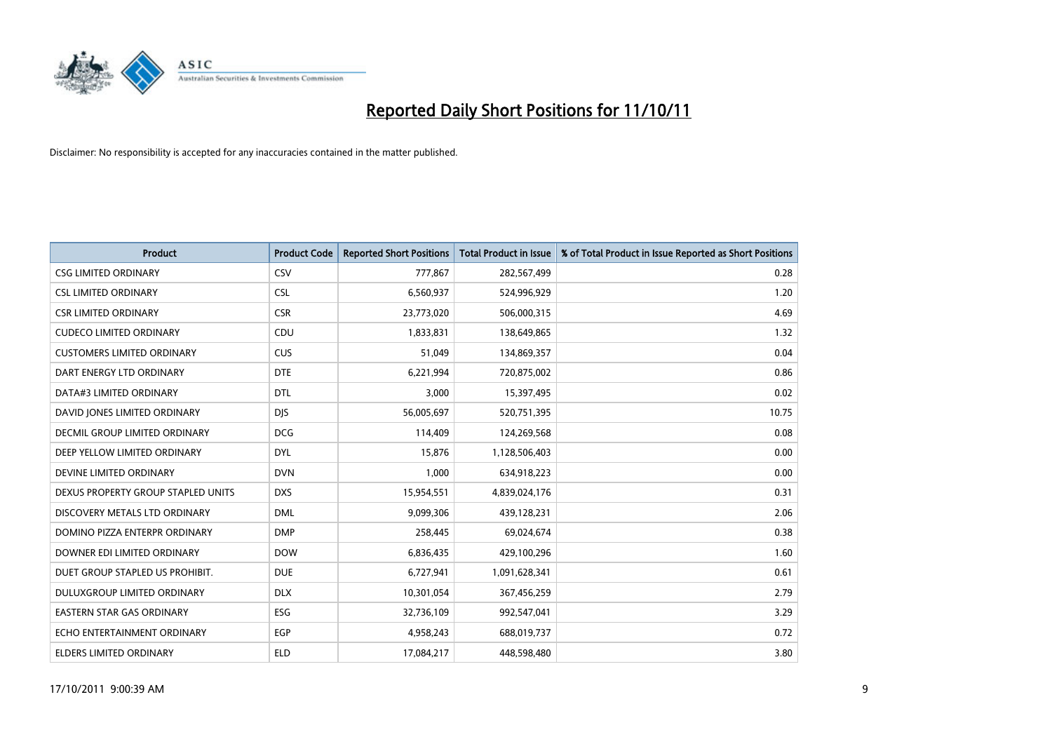# Reported Daily Short Positions for 11/10/11

Disclaimer: No responsibility is accepted for any inaccuracies contained in the matter published.

| Product | Product Code | Reported Short Positions | Total Product in Issue | % of Total Product in Issue Reported as Short Positions |
|---|---|---|---|---|
| CSG LIMITED ORDINARY | CSV | 777,867 | 282,567,499 | 0.28 |
| CSL LIMITED ORDINARY | CSL | 6,560,937 | 524,996,929 | 1.20 |
| CSR LIMITED ORDINARY | CSR | 23,773,020 | 506,000,315 | 4.69 |
| CUDECO LIMITED ORDINARY | CDU | 1,833,831 | 138,649,865 | 1.32 |
| CUSTOMERS LIMITED ORDINARY | CUS | 51,049 | 134,869,357 | 0.04 |
| DART ENERGY LTD ORDINARY | DTE | 6,221,994 | 720,875,002 | 0.86 |
| DATA#3 LIMITED ORDINARY | DTL | 3,000 | 15,397,495 | 0.02 |
| DAVID JONES LIMITED ORDINARY | DJS | 56,005,697 | 520,751,395 | 10.75 |
| DECMIL GROUP LIMITED ORDINARY | DCG | 114,409 | 124,269,568 | 0.08 |
| DEEP YELLOW LIMITED ORDINARY | DYL | 15,876 | 1,128,506,403 | 0.00 |
| DEVINE LIMITED ORDINARY | DVN | 1,000 | 634,918,223 | 0.00 |
| DEXUS PROPERTY GROUP STAPLED UNITS | DXS | 15,954,551 | 4,839,024,176 | 0.31 |
| DISCOVERY METALS LTD ORDINARY | DML | 9,099,306 | 439,128,231 | 2.06 |
| DOMINO PIZZA ENTERPR ORDINARY | DMP | 258,445 | 69,024,674 | 0.38 |
| DOWNER EDI LIMITED ORDINARY | DOW | 6,836,435 | 429,100,296 | 1.60 |
| DUET GROUP STAPLED US PROHIBIT. | DUE | 6,727,941 | 1,091,628,341 | 0.61 |
| DULUXGROUP LIMITED ORDINARY | DLX | 10,301,054 | 367,456,259 | 2.79 |
| EASTERN STAR GAS ORDINARY | ESG | 32,736,109 | 992,547,041 | 3.29 |
| ECHO ENTERTAINMENT ORDINARY | EGP | 4,958,243 | 688,019,737 | 0.72 |
| ELDERS LIMITED ORDINARY | ELD | 17,084,217 | 448,598,480 | 3.80 |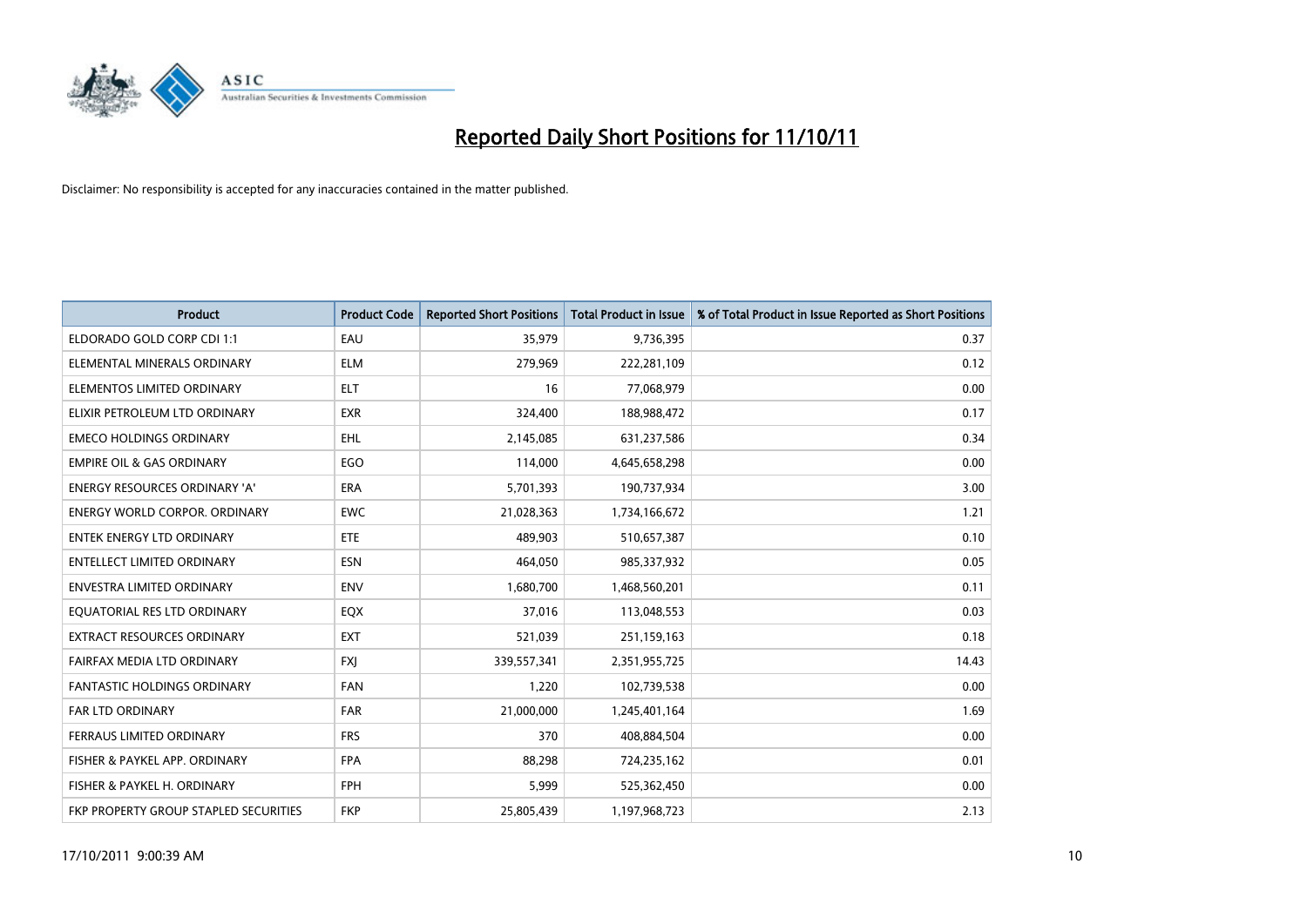# Reported Daily Short Positions for 11/10/11

Disclaimer: No responsibility is accepted for any inaccuracies contained in the matter published.

| Product | Product Code | Reported Short Positions | Total Product in Issue | % of Total Product in Issue Reported as Short Positions |
|---|---|---|---|---|
| ELDORADO GOLD CORP CDI 1:1 | EAU | 35,979 | 9,736,395 | 0.37 |
| ELEMENTAL MINERALS ORDINARY | ELM | 279,969 | 222,281,109 | 0.12 |
| ELEMENTOS LIMITED ORDINARY | ELT | 16 | 77,068,979 | 0.00 |
| ELIXIR PETROLEUM LTD ORDINARY | EXR | 324,400 | 188,988,472 | 0.17 |
| EMECO HOLDINGS ORDINARY | EHL | 2,145,085 | 631,237,586 | 0.34 |
| EMPIRE OIL & GAS ORDINARY | EGO | 114,000 | 4,645,658,298 | 0.00 |
| ENERGY RESOURCES ORDINARY 'A' | ERA | 5,701,393 | 190,737,934 | 3.00 |
| ENERGY WORLD CORPOR. ORDINARY | EWC | 21,028,363 | 1,734,166,672 | 1.21 |
| ENTEK ENERGY LTD ORDINARY | ETE | 489,903 | 510,657,387 | 0.10 |
| ENTELLECT LIMITED ORDINARY | ESN | 464,050 | 985,337,932 | 0.05 |
| ENVESTRA LIMITED ORDINARY | ENV | 1,680,700 | 1,468,560,201 | 0.11 |
| EQUATORIAL RES LTD ORDINARY | EQX | 37,016 | 113,048,553 | 0.03 |
| EXTRACT RESOURCES ORDINARY | EXT | 521,039 | 251,159,163 | 0.18 |
| FAIRFAX MEDIA LTD ORDINARY | FXJ | 339,557,341 | 2,351,955,725 | 14.43 |
| FANTASTIC HOLDINGS ORDINARY | FAN | 1,220 | 102,739,538 | 0.00 |
| FAR LTD ORDINARY | FAR | 21,000,000 | 1,245,401,164 | 1.69 |
| FERRAUS LIMITED ORDINARY | FRS | 370 | 408,884,504 | 0.00 |
| FISHER & PAYKEL APP. ORDINARY | FPA | 88,298 | 724,235,162 | 0.01 |
| FISHER & PAYKEL H. ORDINARY | FPH | 5,999 | 525,362,450 | 0.00 |
| FKP PROPERTY GROUP STAPLED SECURITIES | FKP | 25,805,439 | 1,197,968,723 | 2.13 |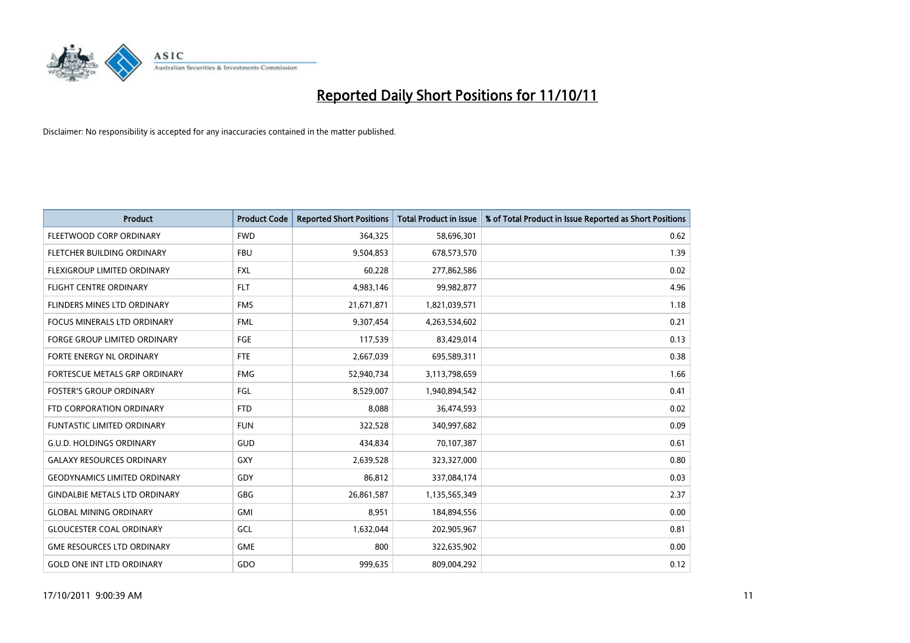# Reported Daily Short Positions for 11/10/11

Disclaimer: No responsibility is accepted for any inaccuracies contained in the matter published.

| Product | Product Code | Reported Short Positions | Total Product in Issue | % of Total Product in Issue Reported as Short Positions |
|---|---|---|---|---|
| FLEETWOOD CORP ORDINARY | FWD | 364,325 | 58,696,301 | 0.62 |
| FLETCHER BUILDING ORDINARY | FBU | 9,504,853 | 678,573,570 | 1.39 |
| FLEXIGROUP LIMITED ORDINARY | FXL | 60,228 | 277,862,586 | 0.02 |
| FLIGHT CENTRE ORDINARY | FLT | 4,983,146 | 99,982,877 | 4.96 |
| FLINDERS MINES LTD ORDINARY | FMS | 21,671,871 | 1,821,039,571 | 1.18 |
| FOCUS MINERALS LTD ORDINARY | FML | 9,307,454 | 4,263,534,602 | 0.21 |
| FORGE GROUP LIMITED ORDINARY | FGE | 117,539 | 83,429,014 | 0.13 |
| FORTE ENERGY NL ORDINARY | FTE | 2,667,039 | 695,589,311 | 0.38 |
| FORTESCUE METALS GRP ORDINARY | FMG | 52,940,734 | 3,113,798,659 | 1.66 |
| FOSTER'S GROUP ORDINARY | FGL | 8,529,007 | 1,940,894,542 | 0.41 |
| FTD CORPORATION ORDINARY | FTD | 8,088 | 36,474,593 | 0.02 |
| FUNTASTIC LIMITED ORDINARY | FUN | 322,528 | 340,997,682 | 0.09 |
| G.U.D. HOLDINGS ORDINARY | GUD | 434,834 | 70,107,387 | 0.61 |
| GALAXY RESOURCES ORDINARY | GXY | 2,639,528 | 323,327,000 | 0.80 |
| GEODYNAMICS LIMITED ORDINARY | GDY | 86,812 | 337,084,174 | 0.03 |
| GINDALBIE METALS LTD ORDINARY | GBG | 26,861,587 | 1,135,565,349 | 2.37 |
| GLOBAL MINING ORDINARY | GMI | 8,951 | 184,894,556 | 0.00 |
| GLOUCESTER COAL ORDINARY | GCL | 1,632,044 | 202,905,967 | 0.81 |
| GME RESOURCES LTD ORDINARY | GME | 800 | 322,635,902 | 0.00 |
| GOLD ONE INT LTD ORDINARY | GDO | 999,635 | 809,004,292 | 0.12 |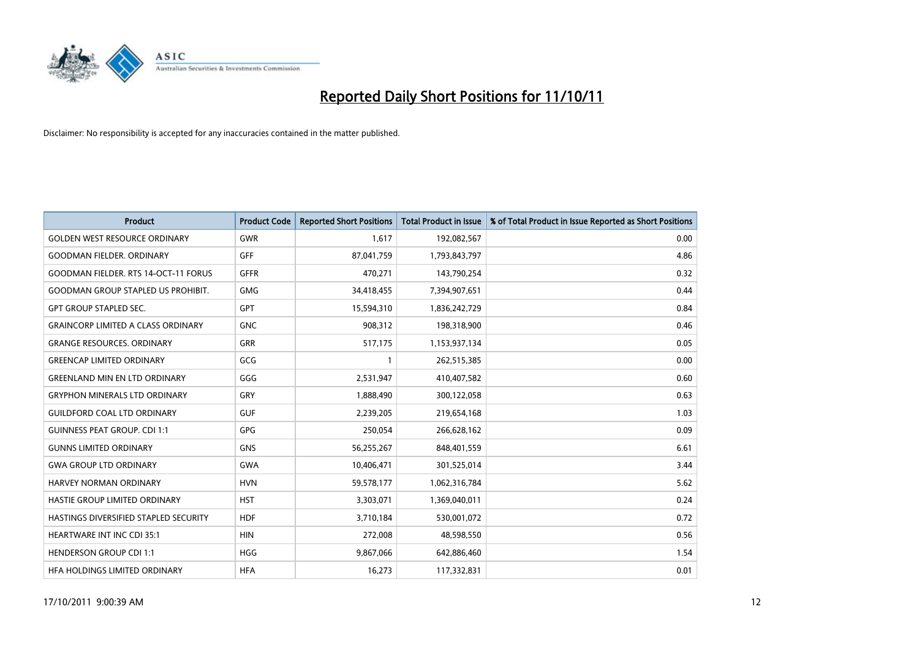# Reported Daily Short Positions for 11/10/11

Disclaimer: No responsibility is accepted for any inaccuracies contained in the matter published.

| Product | Product Code | Reported Short Positions | Total Product in Issue | % of Total Product in Issue Reported as Short Positions |
|---|---|---|---|---|
| GOLDEN WEST RESOURCE ORDINARY | GWR | 1,617 | 192,082,567 | 0.00 |
| GOODMAN FIELDER. ORDINARY | GFF | 87,041,759 | 1,793,843,797 | 4.86 |
| GOODMAN FIELDER. RTS 14-OCT-11 FORUS | GFFR | 470,271 | 143,790,254 | 0.32 |
| GOODMAN GROUP STAPLED US PROHIBIT. | GMG | 34,418,455 | 7,394,907,651 | 0.44 |
| GPT GROUP STAPLED SEC. | GPT | 15,594,310 | 1,836,242,729 | 0.84 |
| GRAINCORP LIMITED A CLASS ORDINARY | GNC | 908,312 | 198,318,900 | 0.46 |
| GRANGE RESOURCES. ORDINARY | GRR | 517,175 | 1,153,937,134 | 0.05 |
| GREENCAP LIMITED ORDINARY | GCG | 1 | 262,515,385 | 0.00 |
| GREENLAND MIN EN LTD ORDINARY | GGG | 2,531,947 | 410,407,582 | 0.60 |
| GRYPHON MINERALS LTD ORDINARY | GRY | 1,888,490 | 300,122,058 | 0.63 |
| GUILDFORD COAL LTD ORDINARY | GUF | 2,239,205 | 219,654,168 | 1.03 |
| GUINNESS PEAT GROUP. CDI 1:1 | GPG | 250,054 | 266,628,162 | 0.09 |
| GUNNS LIMITED ORDINARY | GNS | 56,255,267 | 848,401,559 | 6.61 |
| GWA GROUP LTD ORDINARY | GWA | 10,406,471 | 301,525,014 | 3.44 |
| HARVEY NORMAN ORDINARY | HVN | 59,578,177 | 1,062,316,784 | 5.62 |
| HASTIE GROUP LIMITED ORDINARY | HST | 3,303,071 | 1,369,040,011 | 0.24 |
| HASTINGS DIVERSIFIED STAPLED SECURITY | HDF | 3,710,184 | 530,001,072 | 0.72 |
| HEARTWARE INT INC CDI 35:1 | HIN | 272,008 | 48,598,550 | 0.56 |
| HENDERSON GROUP CDI 1:1 | HGG | 9,867,066 | 642,886,460 | 1.54 |
| HFA HOLDINGS LIMITED ORDINARY | HFA | 16,273 | 117,332,831 | 0.01 |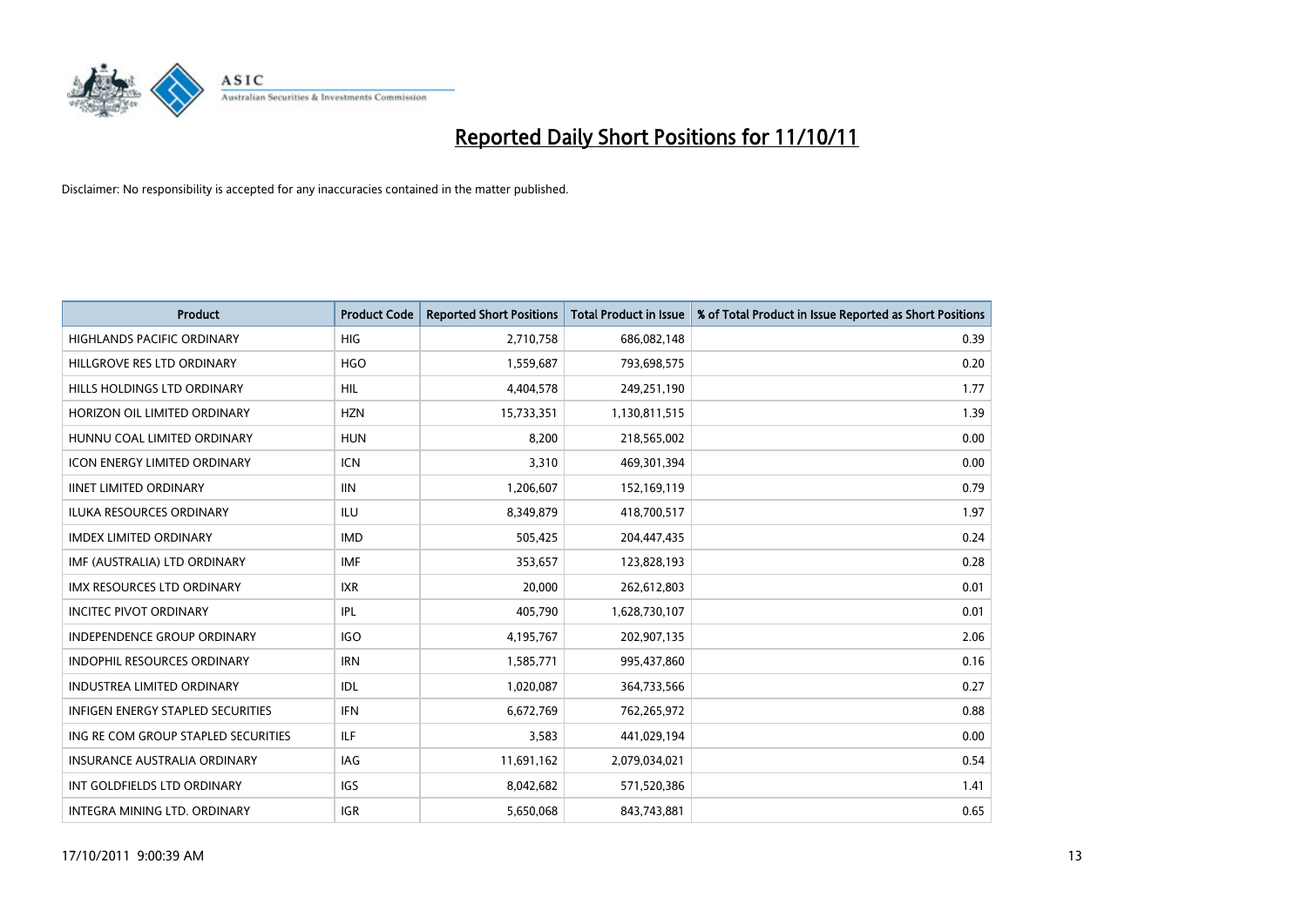# Reported Daily Short Positions for 11/10/11

Disclaimer: No responsibility is accepted for any inaccuracies contained in the matter published.

| Product | Product Code | Reported Short Positions | Total Product in Issue | % of Total Product in Issue Reported as Short Positions |
|---|---|---|---|---|
| HIGHLANDS PACIFIC ORDINARY | HIG | 2,710,758 | 686,082,148 | 0.39 |
| HILLGROVE RES LTD ORDINARY | HGO | 1,559,687 | 793,698,575 | 0.20 |
| HILLS HOLDINGS LTD ORDINARY | HIL | 4,404,578 | 249,251,190 | 1.77 |
| HORIZON OIL LIMITED ORDINARY | HZN | 15,733,351 | 1,130,811,515 | 1.39 |
| HUNNU COAL LIMITED ORDINARY | HUN | 8,200 | 218,565,002 | 0.00 |
| ICON ENERGY LIMITED ORDINARY | ICN | 3,310 | 469,301,394 | 0.00 |
| IINET LIMITED ORDINARY | IIN | 1,206,607 | 152,169,119 | 0.79 |
| ILUKA RESOURCES ORDINARY | ILU | 8,349,879 | 418,700,517 | 1.97 |
| IMDEX LIMITED ORDINARY | IMD | 505,425 | 204,447,435 | 0.24 |
| IMF (AUSTRALIA) LTD ORDINARY | IMF | 353,657 | 123,828,193 | 0.28 |
| IMX RESOURCES LTD ORDINARY | IXR | 20,000 | 262,612,803 | 0.01 |
| INCITEC PIVOT ORDINARY | IPL | 405,790 | 1,628,730,107 | 0.01 |
| INDEPENDENCE GROUP ORDINARY | IGO | 4,195,767 | 202,907,135 | 2.06 |
| INDOPHIL RESOURCES ORDINARY | IRN | 1,585,771 | 995,437,860 | 0.16 |
| INDUSTREA LIMITED ORDINARY | IDL | 1,020,087 | 364,733,566 | 0.27 |
| INFIGEN ENERGY STAPLED SECURITIES | IFN | 6,672,769 | 762,265,972 | 0.88 |
| ING RE COM GROUP STAPLED SECURITIES | ILF | 3,583 | 441,029,194 | 0.00 |
| INSURANCE AUSTRALIA ORDINARY | IAG | 11,691,162 | 2,079,034,021 | 0.54 |
| INT GOLDFIELDS LTD ORDINARY | IGS | 8,042,682 | 571,520,386 | 1.41 |
| INTEGRA MINING LTD. ORDINARY | IGR | 5,650,068 | 843,743,881 | 0.65 |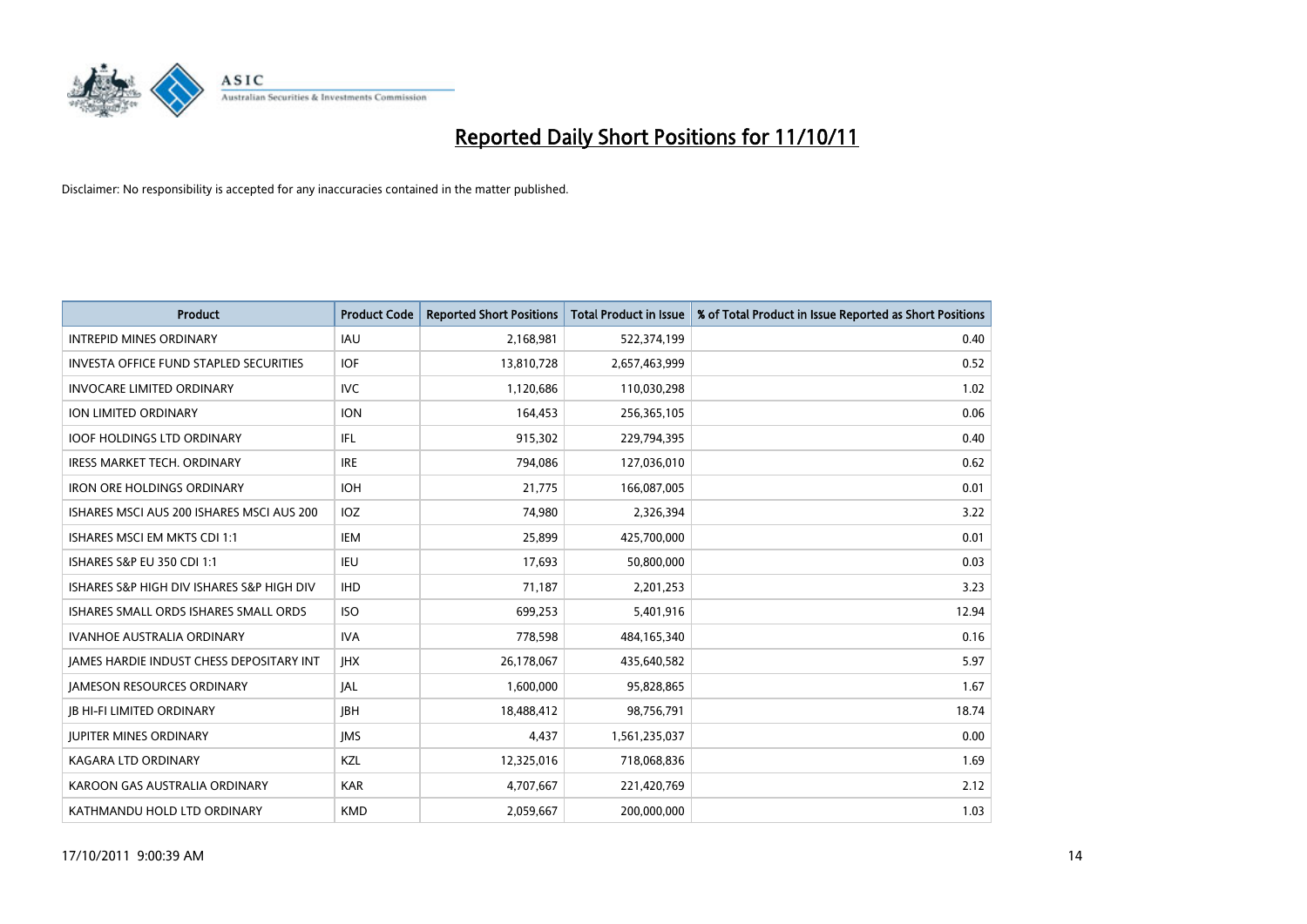# Reported Daily Short Positions for 11/10/11

Disclaimer: No responsibility is accepted for any inaccuracies contained in the matter published.

| Product | Product Code | Reported Short Positions | Total Product in Issue | % of Total Product in Issue Reported as Short Positions |
|---|---|---|---|---|
| INTREPID MINES ORDINARY | IAU | 2,168,981 | 522,374,199 | 0.40 |
| INVESTA OFFICE FUND STAPLED SECURITIES | IOF | 13,810,728 | 2,657,463,999 | 0.52 |
| INVOCARE LIMITED ORDINARY | IVC | 1,120,686 | 110,030,298 | 1.02 |
| ION LIMITED ORDINARY | ION | 164,453 | 256,365,105 | 0.06 |
| IOOF HOLDINGS LTD ORDINARY | IFL | 915,302 | 229,794,395 | 0.40 |
| IRESS MARKET TECH. ORDINARY | IRE | 794,086 | 127,036,010 | 0.62 |
| IRON ORE HOLDINGS ORDINARY | IOH | 21,775 | 166,087,005 | 0.01 |
| ISHARES MSCI AUS 200 ISHARES MSCI AUS 200 | IOZ | 74,980 | 2,326,394 | 3.22 |
| ISHARES MSCI EM MKTS CDI 1:1 | IEM | 25,899 | 425,700,000 | 0.01 |
| ISHARES S&P EU 350 CDI 1:1 | IEU | 17,693 | 50,800,000 | 0.03 |
| ISHARES S&P HIGH DIV ISHARES S&P HIGH DIV | IHD | 71,187 | 2,201,253 | 3.23 |
| ISHARES SMALL ORDS ISHARES SMALL ORDS | ISO | 699,253 | 5,401,916 | 12.94 |
| IVANHOE AUSTRALIA ORDINARY | IVA | 778,598 | 484,165,340 | 0.16 |
| JAMES HARDIE INDUST CHESS DEPOSITARY INT | JHX | 26,178,067 | 435,640,582 | 5.97 |
| JAMESON RESOURCES ORDINARY | JAL | 1,600,000 | 95,828,865 | 1.67 |
| JB HI-FI LIMITED ORDINARY | JBH | 18,488,412 | 98,756,791 | 18.74 |
| JUPITER MINES ORDINARY | JMS | 4,437 | 1,561,235,037 | 0.00 |
| KAGARA LTD ORDINARY | KZL | 12,325,016 | 718,068,836 | 1.69 |
| KAROON GAS AUSTRALIA ORDINARY | KAR | 4,707,667 | 221,420,769 | 2.12 |
| KATHMANDU HOLD LTD ORDINARY | KMD | 2,059,667 | 200,000,000 | 1.03 |

17/10/2011 9:00:39 AM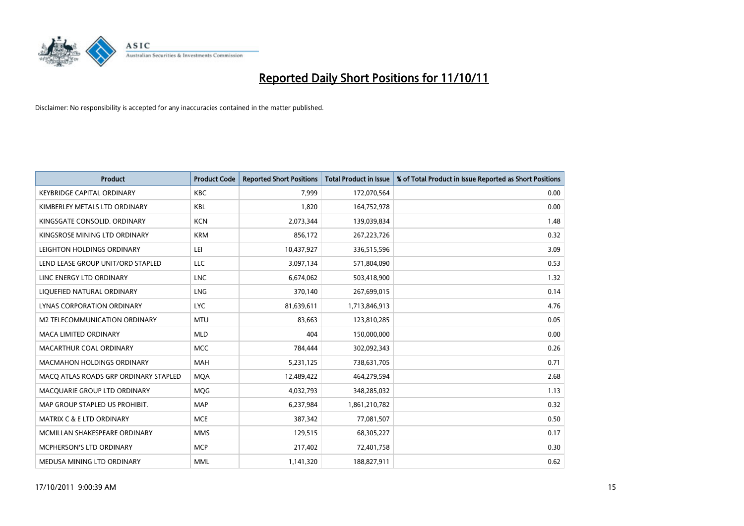# Reported Daily Short Positions for 11/10/11

Disclaimer: No responsibility is accepted for any inaccuracies contained in the matter published.

| Product | Product Code | Reported Short Positions | Total Product in Issue | % of Total Product in Issue Reported as Short Positions |
|---|---|---|---|---|
| KEYBRIDGE CAPITAL ORDINARY | KBC | 7,999 | 172,070,564 | 0.00 |
| KIMBERLEY METALS LTD ORDINARY | KBL | 1,820 | 164,752,978 | 0.00 |
| KINGSGATE CONSOLID. ORDINARY | KCN | 2,073,344 | 139,039,834 | 1.48 |
| KINGSROSE MINING LTD ORDINARY | KRM | 856,172 | 267,223,726 | 0.32 |
| LEIGHTON HOLDINGS ORDINARY | LEI | 10,437,927 | 336,515,596 | 3.09 |
| LEND LEASE GROUP UNIT/ORD STAPLED | LLC | 3,097,134 | 571,804,090 | 0.53 |
| LINC ENERGY LTD ORDINARY | LNC | 6,674,062 | 503,418,900 | 1.32 |
| LIQUEFIED NATURAL ORDINARY | LNG | 370,140 | 267,699,015 | 0.14 |
| LYNAS CORPORATION ORDINARY | LYC | 81,639,611 | 1,713,846,913 | 4.76 |
| M2 TELECOMMUNICATION ORDINARY | MTU | 83,663 | 123,810,285 | 0.05 |
| MACA LIMITED ORDINARY | MLD | 404 | 150,000,000 | 0.00 |
| MACARTHUR COAL ORDINARY | MCC | 784,444 | 302,092,343 | 0.26 |
| MACMAHON HOLDINGS ORDINARY | MAH | 5,231,125 | 738,631,705 | 0.71 |
| MACQ ATLAS ROADS GRP ORDINARY STAPLED | MQA | 12,489,422 | 464,279,594 | 2.68 |
| MACQUARIE GROUP LTD ORDINARY | MQG | 4,032,793 | 348,285,032 | 1.13 |
| MAP GROUP STAPLED US PROHIBIT. | MAP | 6,237,984 | 1,861,210,782 | 0.32 |
| MATRIX C & E LTD ORDINARY | MCE | 387,342 | 77,081,507 | 0.50 |
| MCMILLAN SHAKESPEARE ORDINARY | MMS | 129,515 | 68,305,227 | 0.17 |
| MCPHERSON'S LTD ORDINARY | MCP | 217,402 | 72,401,758 | 0.30 |
| MEDUSA MINING LTD ORDINARY | MML | 1,141,320 | 188,827,911 | 0.62 |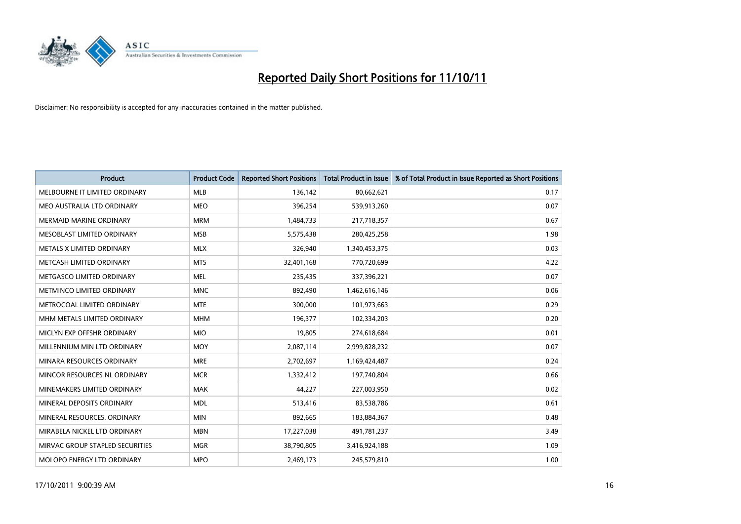# Reported Daily Short Positions for 11/10/11

Disclaimer: No responsibility is accepted for any inaccuracies contained in the matter published.

| Product | Product Code | Reported Short Positions | Total Product in Issue | % of Total Product in Issue Reported as Short Positions |
|---|---|---|---|---|
| MELBOURNE IT LIMITED ORDINARY | MLB | 136,142 | 80,662,621 | 0.17 |
| MEO AUSTRALIA LTD ORDINARY | MEO | 396,254 | 539,913,260 | 0.07 |
| MERMAID MARINE ORDINARY | MRM | 1,484,733 | 217,718,357 | 0.67 |
| MESOBLAST LIMITED ORDINARY | MSB | 5,575,438 | 280,425,258 | 1.98 |
| METALS X LIMITED ORDINARY | MLX | 326,940 | 1,340,453,375 | 0.03 |
| METCASH LIMITED ORDINARY | MTS | 32,401,168 | 770,720,699 | 4.22 |
| METGASCO LIMITED ORDINARY | MEL | 235,435 | 337,396,221 | 0.07 |
| METMINCO LIMITED ORDINARY | MNC | 892,490 | 1,462,616,146 | 0.06 |
| METROCOAL LIMITED ORDINARY | MTE | 300,000 | 101,973,663 | 0.29 |
| MHM METALS LIMITED ORDINARY | MHM | 196,377 | 102,334,203 | 0.20 |
| MICLYN EXP OFFSHR ORDINARY | MIO | 19,805 | 274,618,684 | 0.01 |
| MILLENNIUM MIN LTD ORDINARY | MOY | 2,087,114 | 2,999,828,232 | 0.07 |
| MINARA RESOURCES ORDINARY | MRE | 2,702,697 | 1,169,424,487 | 0.24 |
| MINCOR RESOURCES NL ORDINARY | MCR | 1,332,412 | 197,740,804 | 0.66 |
| MINEMAKERS LIMITED ORDINARY | MAK | 44,227 | 227,003,950 | 0.02 |
| MINERAL DEPOSITS ORDINARY | MDL | 513,416 | 83,538,786 | 0.61 |
| MINERAL RESOURCES. ORDINARY | MIN | 892,665 | 183,884,367 | 0.48 |
| MIRABELA NICKEL LTD ORDINARY | MBN | 17,227,038 | 491,781,237 | 3.49 |
| MIRVAC GROUP STAPLED SECURITIES | MGR | 38,790,805 | 3,416,924,188 | 1.09 |
| MOLOPO ENERGY LTD ORDINARY | MPO | 2,469,173 | 245,579,810 | 1.00 |

17/10/2011 9:00:39 AM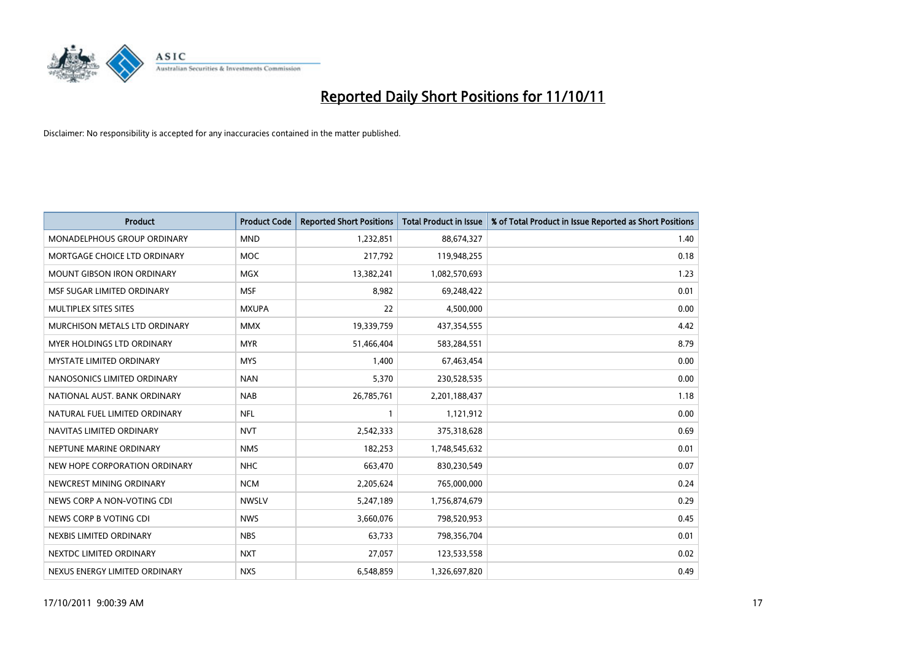# Reported Daily Short Positions for 11/10/11

Disclaimer: No responsibility is accepted for any inaccuracies contained in the matter published.

| Product | Product Code | Reported Short Positions | Total Product in Issue | % of Total Product in Issue Reported as Short Positions |
|---|---|---|---|---|
| MONADELPHOUS GROUP ORDINARY | MND | 1,232,851 | 88,674,327 | 1.40 |
| MORTGAGE CHOICE LTD ORDINARY | MOC | 217,792 | 119,948,255 | 0.18 |
| MOUNT GIBSON IRON ORDINARY | MGX | 13,382,241 | 1,082,570,693 | 1.23 |
| MSF SUGAR LIMITED ORDINARY | MSF | 8,982 | 69,248,422 | 0.01 |
| MULTIPLEX SITES SITES | MXUPA | 22 | 4,500,000 | 0.00 |
| MURCHISON METALS LTD ORDINARY | MMX | 19,339,759 | 437,354,555 | 4.42 |
| MYER HOLDINGS LTD ORDINARY | MYR | 51,466,404 | 583,284,551 | 8.79 |
| MYSTATE LIMITED ORDINARY | MYS | 1,400 | 67,463,454 | 0.00 |
| NANOSONICS LIMITED ORDINARY | NAN | 5,370 | 230,528,535 | 0.00 |
| NATIONAL AUST. BANK ORDINARY | NAB | 26,785,761 | 2,201,188,437 | 1.18 |
| NATURAL FUEL LIMITED ORDINARY | NFL | 1 | 1,121,912 | 0.00 |
| NAVITAS LIMITED ORDINARY | NVT | 2,542,333 | 375,318,628 | 0.69 |
| NEPTUNE MARINE ORDINARY | NMS | 182,253 | 1,748,545,632 | 0.01 |
| NEW HOPE CORPORATION ORDINARY | NHC | 663,470 | 830,230,549 | 0.07 |
| NEWCREST MINING ORDINARY | NCM | 2,205,624 | 765,000,000 | 0.24 |
| NEWS CORP A NON-VOTING CDI | NWSLV | 5,247,189 | 1,756,874,679 | 0.29 |
| NEWS CORP B VOTING CDI | NWS | 3,660,076 | 798,520,953 | 0.45 |
| NEXBIS LIMITED ORDINARY | NBS | 63,733 | 798,356,704 | 0.01 |
| NEXTDC LIMITED ORDINARY | NXT | 27,057 | 123,533,558 | 0.02 |
| NEXUS ENERGY LIMITED ORDINARY | NXS | 6,548,859 | 1,326,697,820 | 0.49 |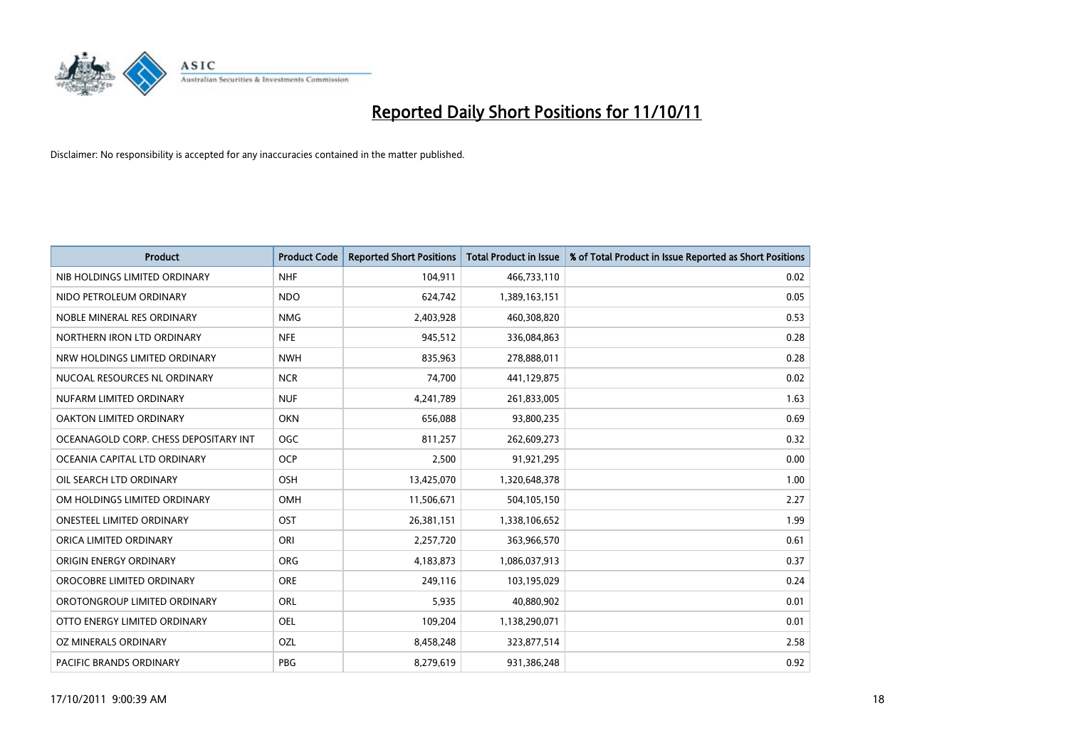# Reported Daily Short Positions for 11/10/11

Disclaimer: No responsibility is accepted for any inaccuracies contained in the matter published.

| Product | Product Code | Reported Short Positions | Total Product in Issue | % of Total Product in Issue Reported as Short Positions |
|---|---|---|---|---|
| NIB HOLDINGS LIMITED ORDINARY | NHF | 104,911 | 466,733,110 | 0.02 |
| NIDO PETROLEUM ORDINARY | NDO | 624,742 | 1,389,163,151 | 0.05 |
| NOBLE MINERAL RES ORDINARY | NMG | 2,403,928 | 460,308,820 | 0.53 |
| NORTHERN IRON LTD ORDINARY | NFE | 945,512 | 336,084,863 | 0.28 |
| NRW HOLDINGS LIMITED ORDINARY | NWH | 835,963 | 278,888,011 | 0.28 |
| NUCOAL RESOURCES NL ORDINARY | NCR | 74,700 | 441,129,875 | 0.02 |
| NUFARM LIMITED ORDINARY | NUF | 4,241,789 | 261,833,005 | 1.63 |
| OAKTON LIMITED ORDINARY | OKN | 656,088 | 93,800,235 | 0.69 |
| OCEANAGOLD CORP. CHESS DEPOSITARY INT | OGC | 811,257 | 262,609,273 | 0.32 |
| OCEANIA CAPITAL LTD ORDINARY | OCP | 2,500 | 91,921,295 | 0.00 |
| OIL SEARCH LTD ORDINARY | OSH | 13,425,070 | 1,320,648,378 | 1.00 |
| OM HOLDINGS LIMITED ORDINARY | OMH | 11,506,671 | 504,105,150 | 2.27 |
| ONESTEEL LIMITED ORDINARY | OST | 26,381,151 | 1,338,106,652 | 1.99 |
| ORICA LIMITED ORDINARY | ORI | 2,257,720 | 363,966,570 | 0.61 |
| ORIGIN ENERGY ORDINARY | ORG | 4,183,873 | 1,086,037,913 | 0.37 |
| OROCOBRE LIMITED ORDINARY | ORE | 249,116 | 103,195,029 | 0.24 |
| OROTONGROUP LIMITED ORDINARY | ORL | 5,935 | 40,880,902 | 0.01 |
| OTTO ENERGY LIMITED ORDINARY | OEL | 109,204 | 1,138,290,071 | 0.01 |
| OZ MINERALS ORDINARY | OZL | 8,458,248 | 323,877,514 | 2.58 |
| PACIFIC BRANDS ORDINARY | PBG | 8,279,619 | 931,386,248 | 0.92 |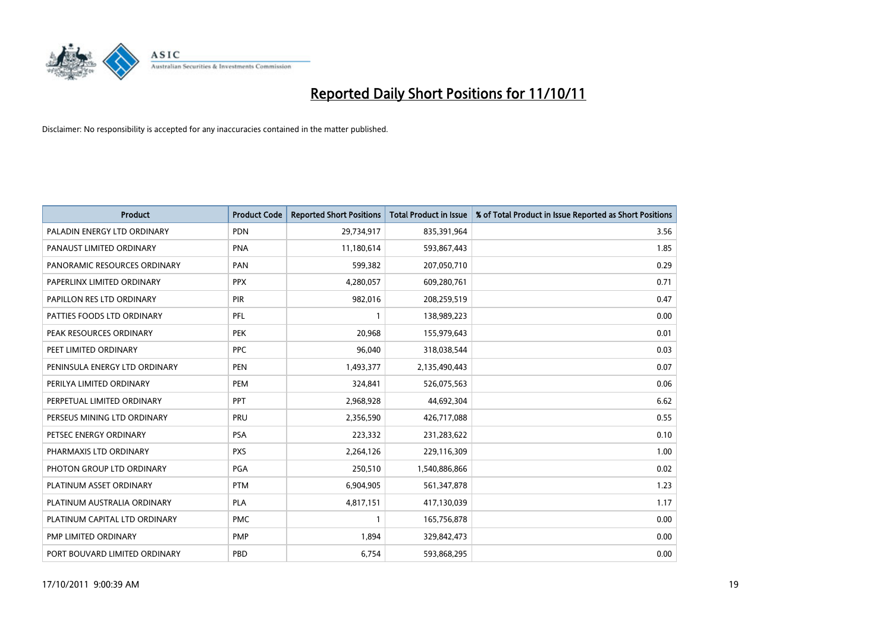# Reported Daily Short Positions for 11/10/11

Disclaimer: No responsibility is accepted for any inaccuracies contained in the matter published.

| Product | Product Code | Reported Short Positions | Total Product in Issue | % of Total Product in Issue Reported as Short Positions |
|---|---|---|---|---|
| PALADIN ENERGY LTD ORDINARY | PDN | 29,734,917 | 835,391,964 | 3.56 |
| PANAUST LIMITED ORDINARY | PNA | 11,180,614 | 593,867,443 | 1.85 |
| PANORAMIC RESOURCES ORDINARY | PAN | 599,382 | 207,050,710 | 0.29 |
| PAPERLINX LIMITED ORDINARY | PPX | 4,280,057 | 609,280,761 | 0.71 |
| PAPILLON RES LTD ORDINARY | PIR | 982,016 | 208,259,519 | 0.47 |
| PATTIES FOODS LTD ORDINARY | PFL | 1 | 138,989,223 | 0.00 |
| PEAK RESOURCES ORDINARY | PEK | 20,968 | 155,979,643 | 0.01 |
| PEET LIMITED ORDINARY | PPC | 96,040 | 318,038,544 | 0.03 |
| PENINSULA ENERGY LTD ORDINARY | PEN | 1,493,377 | 2,135,490,443 | 0.07 |
| PERILYA LIMITED ORDINARY | PEM | 324,841 | 526,075,563 | 0.06 |
| PERPETUAL LIMITED ORDINARY | PPT | 2,968,928 | 44,692,304 | 6.62 |
| PERSEUS MINING LTD ORDINARY | PRU | 2,356,590 | 426,717,088 | 0.55 |
| PETSEC ENERGY ORDINARY | PSA | 223,332 | 231,283,622 | 0.10 |
| PHARMAXIS LTD ORDINARY | PXS | 2,264,126 | 229,116,309 | 1.00 |
| PHOTON GROUP LTD ORDINARY | PGA | 250,510 | 1,540,886,866 | 0.02 |
| PLATINUM ASSET ORDINARY | PTM | 6,904,905 | 561,347,878 | 1.23 |
| PLATINUM AUSTRALIA ORDINARY | PLA | 4,817,151 | 417,130,039 | 1.17 |
| PLATINUM CAPITAL LTD ORDINARY | PMC | 1 | 165,756,878 | 0.00 |
| PMP LIMITED ORDINARY | PMP | 1,894 | 329,842,473 | 0.00 |
| PORT BOUVARD LIMITED ORDINARY | PBD | 6,754 | 593,868,295 | 0.00 |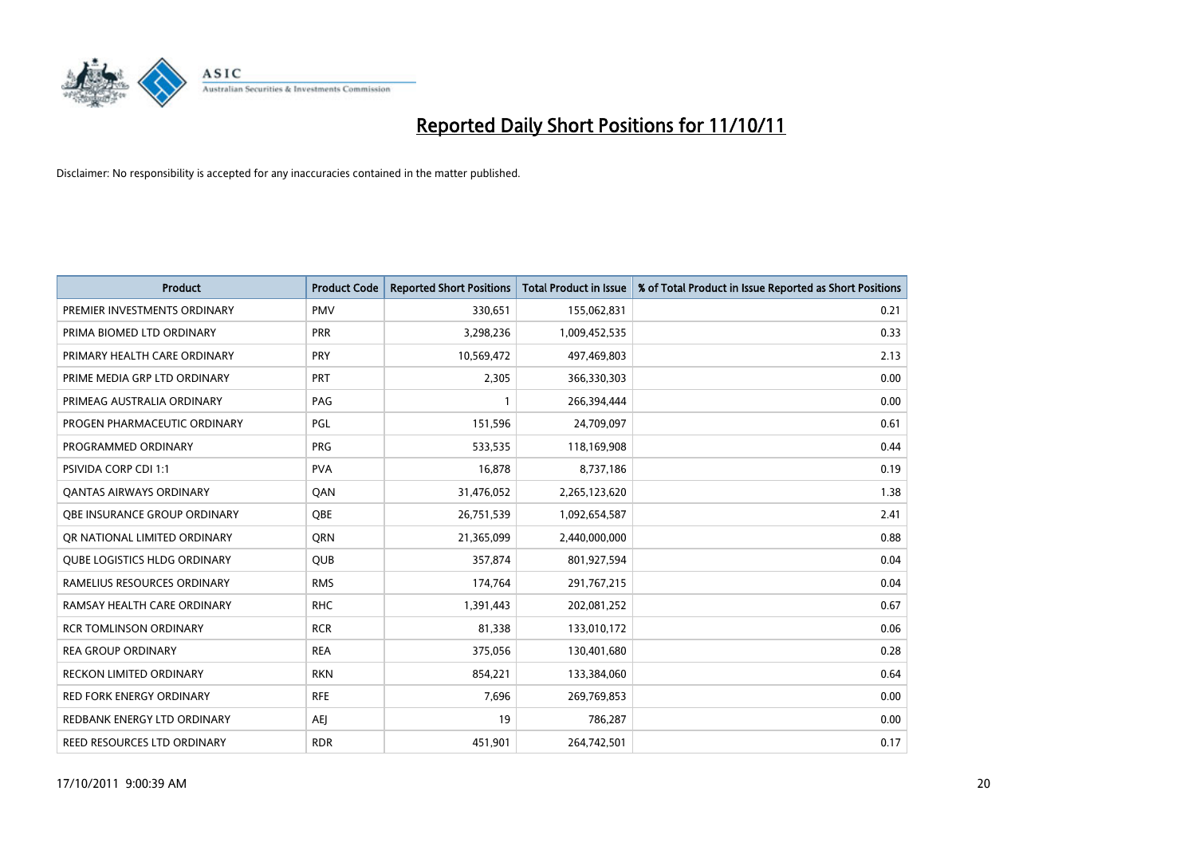# Reported Daily Short Positions for 11/10/11

Disclaimer: No responsibility is accepted for any inaccuracies contained in the matter published.

| Product | Product Code | Reported Short Positions | Total Product in Issue | % of Total Product in Issue Reported as Short Positions |
|---|---|---|---|---|
| PREMIER INVESTMENTS ORDINARY | PMV | 330,651 | 155,062,831 | 0.21 |
| PRIMA BIOMED LTD ORDINARY | PRR | 3,298,236 | 1,009,452,535 | 0.33 |
| PRIMARY HEALTH CARE ORDINARY | PRY | 10,569,472 | 497,469,803 | 2.13 |
| PRIME MEDIA GRP LTD ORDINARY | PRT | 2,305 | 366,330,303 | 0.00 |
| PRIMEAG AUSTRALIA ORDINARY | PAG | 1 | 266,394,444 | 0.00 |
| PROGEN PHARMACEUTIC ORDINARY | PGL | 151,596 | 24,709,097 | 0.61 |
| PROGRAMMED ORDINARY | PRG | 533,535 | 118,169,908 | 0.44 |
| PSIVIDA CORP CDI 1:1 | PVA | 16,878 | 8,737,186 | 0.19 |
| QANTAS AIRWAYS ORDINARY | QAN | 31,476,052 | 2,265,123,620 | 1.38 |
| QBE INSURANCE GROUP ORDINARY | QBE | 26,751,539 | 1,092,654,587 | 2.41 |
| QR NATIONAL LIMITED ORDINARY | QRN | 21,365,099 | 2,440,000,000 | 0.88 |
| QUBE LOGISTICS HLDG ORDINARY | QUB | 357,874 | 801,927,594 | 0.04 |
| RAMELIUS RESOURCES ORDINARY | RMS | 174,764 | 291,767,215 | 0.04 |
| RAMSAY HEALTH CARE ORDINARY | RHC | 1,391,443 | 202,081,252 | 0.67 |
| RCR TOMLINSON ORDINARY | RCR | 81,338 | 133,010,172 | 0.06 |
| REA GROUP ORDINARY | REA | 375,056 | 130,401,680 | 0.28 |
| RECKON LIMITED ORDINARY | RKN | 854,221 | 133,384,060 | 0.64 |
| RED FORK ENERGY ORDINARY | RFE | 7,696 | 269,769,853 | 0.00 |
| REDBANK ENERGY LTD ORDINARY | AEJ | 19 | 786,287 | 0.00 |
| REED RESOURCES LTD ORDINARY | RDR | 451,901 | 264,742,501 | 0.17 |

17/10/2011 9:00:39 AM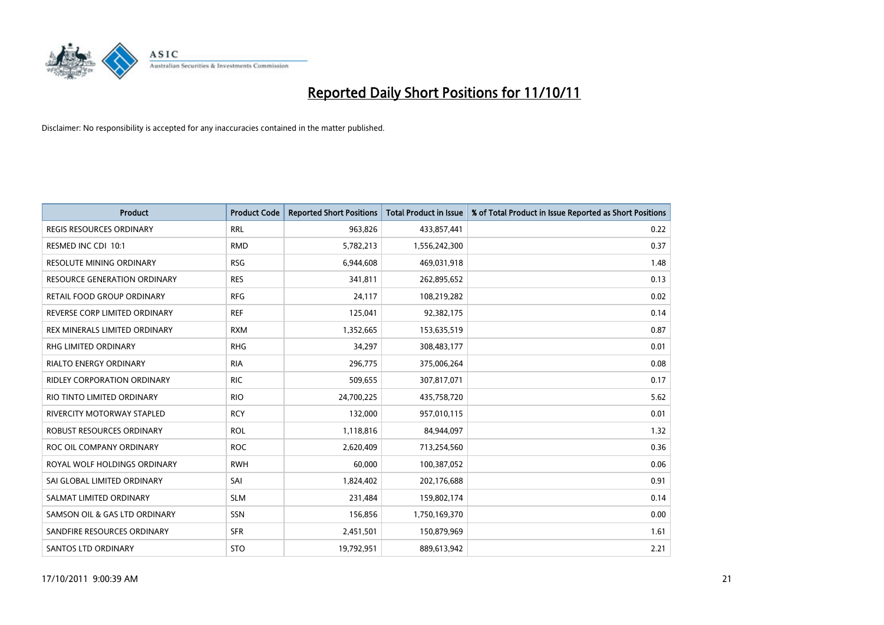# Reported Daily Short Positions for 11/10/11

Disclaimer: No responsibility is accepted for any inaccuracies contained in the matter published.

| Product | Product Code | Reported Short Positions | Total Product in Issue | % of Total Product in Issue Reported as Short Positions |
|---|---|---|---|---|
| REGIS RESOURCES ORDINARY | RRL | 963,826 | 433,857,441 | 0.22 |
| RESMED INC CDI 10:1 | RMD | 5,782,213 | 1,556,242,300 | 0.37 |
| RESOLUTE MINING ORDINARY | RSG | 6,944,608 | 469,031,918 | 1.48 |
| RESOURCE GENERATION ORDINARY | RES | 341,811 | 262,895,652 | 0.13 |
| RETAIL FOOD GROUP ORDINARY | RFG | 24,117 | 108,219,282 | 0.02 |
| REVERSE CORP LIMITED ORDINARY | REF | 125,041 | 92,382,175 | 0.14 |
| REX MINERALS LIMITED ORDINARY | RXM | 1,352,665 | 153,635,519 | 0.87 |
| RHG LIMITED ORDINARY | RHG | 34,297 | 308,483,177 | 0.01 |
| RIALTO ENERGY ORDINARY | RIA | 296,775 | 375,006,264 | 0.08 |
| RIDLEY CORPORATION ORDINARY | RIC | 509,655 | 307,817,071 | 0.17 |
| RIO TINTO LIMITED ORDINARY | RIO | 24,700,225 | 435,758,720 | 5.62 |
| RIVERCITY MOTORWAY STAPLED | RCY | 132,000 | 957,010,115 | 0.01 |
| ROBUST RESOURCES ORDINARY | ROL | 1,118,816 | 84,944,097 | 1.32 |
| ROC OIL COMPANY ORDINARY | ROC | 2,620,409 | 713,254,560 | 0.36 |
| ROYAL WOLF HOLDINGS ORDINARY | RWH | 60,000 | 100,387,052 | 0.06 |
| SAI GLOBAL LIMITED ORDINARY | SAI | 1,824,402 | 202,176,688 | 0.91 |
| SALMAT LIMITED ORDINARY | SLM | 231,484 | 159,802,174 | 0.14 |
| SAMSON OIL & GAS LTD ORDINARY | SSN | 156,856 | 1,750,169,370 | 0.00 |
| SANDFIRE RESOURCES ORDINARY | SFR | 2,451,501 | 150,879,969 | 1.61 |
| SANTOS LTD ORDINARY | STO | 19,792,951 | 889,613,942 | 2.21 |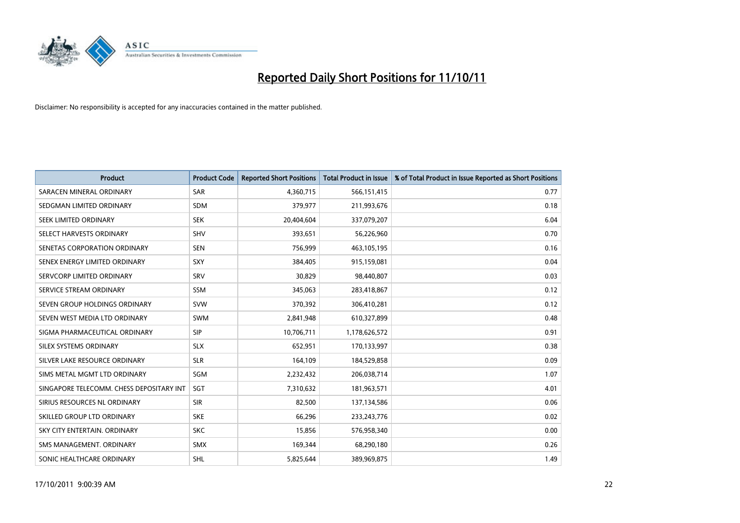# Reported Daily Short Positions for 11/10/11

Disclaimer: No responsibility is accepted for any inaccuracies contained in the matter published.

| Product | Product Code | Reported Short Positions | Total Product in Issue | % of Total Product in Issue Reported as Short Positions |
|---|---|---|---|---|
| SARACEN MINERAL ORDINARY | SAR | 4,360,715 | 566,151,415 | 0.77 |
| SEDGMAN LIMITED ORDINARY | SDM | 379,977 | 211,993,676 | 0.18 |
| SEEK LIMITED ORDINARY | SEK | 20,404,604 | 337,079,207 | 6.04 |
| SELECT HARVESTS ORDINARY | SHV | 393,651 | 56,226,960 | 0.70 |
| SENETAS CORPORATION ORDINARY | SEN | 756,999 | 463,105,195 | 0.16 |
| SENEX ENERGY LIMITED ORDINARY | SXY | 384,405 | 915,159,081 | 0.04 |
| SERVCORP LIMITED ORDINARY | SRV | 30,829 | 98,440,807 | 0.03 |
| SERVICE STREAM ORDINARY | SSM | 345,063 | 283,418,867 | 0.12 |
| SEVEN GROUP HOLDINGS ORDINARY | SVW | 370,392 | 306,410,281 | 0.12 |
| SEVEN WEST MEDIA LTD ORDINARY | SWM | 2,841,948 | 610,327,899 | 0.48 |
| SIGMA PHARMACEUTICAL ORDINARY | SIP | 10,706,711 | 1,178,626,572 | 0.91 |
| SILEX SYSTEMS ORDINARY | SLX | 652,951 | 170,133,997 | 0.38 |
| SILVER LAKE RESOURCE ORDINARY | SLR | 164,109 | 184,529,858 | 0.09 |
| SIMS METAL MGMT LTD ORDINARY | SGM | 2,232,432 | 206,038,714 | 1.07 |
| SINGAPORE TELECOMM. CHESS DEPOSITARY INT | SGT | 7,310,632 | 181,963,571 | 4.01 |
| SIRIUS RESOURCES NL ORDINARY | SIR | 82,500 | 137,134,586 | 0.06 |
| SKILLED GROUP LTD ORDINARY | SKE | 66,296 | 233,243,776 | 0.02 |
| SKY CITY ENTERTAIN. ORDINARY | SKC | 15,856 | 576,958,340 | 0.00 |
| SMS MANAGEMENT. ORDINARY | SMX | 169,344 | 68,290,180 | 0.26 |
| SONIC HEALTHCARE ORDINARY | SHL | 5,825,644 | 389,969,875 | 1.49 |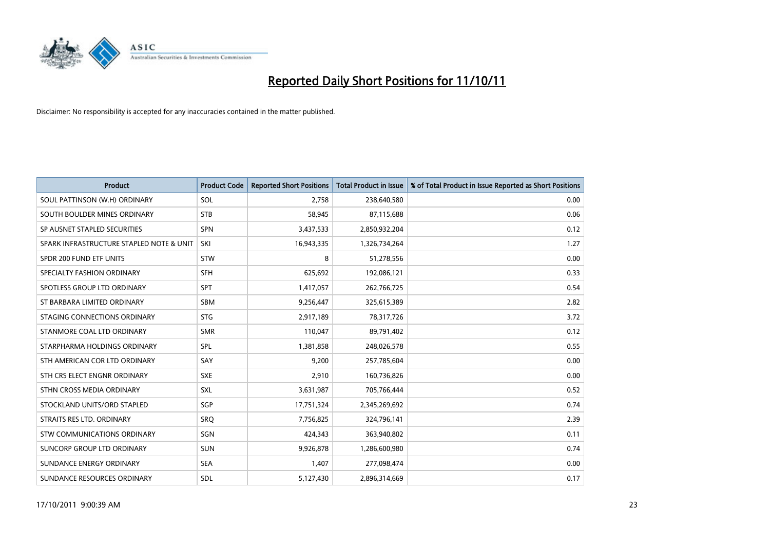# Reported Daily Short Positions for 11/10/11

Disclaimer: No responsibility is accepted for any inaccuracies contained in the matter published.

| Product | Product Code | Reported Short Positions | Total Product in Issue | % of Total Product in Issue Reported as Short Positions |
|---|---|---|---|---|
| SOUL PATTINSON (W.H) ORDINARY | SOL | 2,758 | 238,640,580 | 0.00 |
| SOUTH BOULDER MINES ORDINARY | STB | 58,945 | 87,115,688 | 0.06 |
| SP AUSNET STAPLED SECURITIES | SPN | 3,437,533 | 2,850,932,204 | 0.12 |
| SPARK INFRASTRUCTURE STAPLED NOTE & UNIT | SKI | 16,943,335 | 1,326,734,264 | 1.27 |
| SPDR 200 FUND ETF UNITS | STW | 8 | 51,278,556 | 0.00 |
| SPECIALTY FASHION ORDINARY | SFH | 625,692 | 192,086,121 | 0.33 |
| SPOTLESS GROUP LTD ORDINARY | SPT | 1,417,057 | 262,766,725 | 0.54 |
| ST BARBARA LIMITED ORDINARY | SBM | 9,256,447 | 325,615,389 | 2.82 |
| STAGING CONNECTIONS ORDINARY | STG | 2,917,189 | 78,317,726 | 3.72 |
| STANMORE COAL LTD ORDINARY | SMR | 110,047 | 89,791,402 | 0.12 |
| STARPHARMA HOLDINGS ORDINARY | SPL | 1,381,858 | 248,026,578 | 0.55 |
| STH AMERICAN COR LTD ORDINARY | SAY | 9,200 | 257,785,604 | 0.00 |
| STH CRS ELECT ENGNR ORDINARY | SXE | 2,910 | 160,736,826 | 0.00 |
| STHN CROSS MEDIA ORDINARY | SXL | 3,631,987 | 705,766,444 | 0.52 |
| STOCKLAND UNITS/ORD STAPLED | SGP | 17,751,324 | 2,345,269,692 | 0.74 |
| STRAITS RES LTD. ORDINARY | SRQ | 7,756,825 | 324,796,141 | 2.39 |
| STW COMMUNICATIONS ORDINARY | SGN | 424,343 | 363,940,802 | 0.11 |
| SUNCORP GROUP LTD ORDINARY | SUN | 9,926,878 | 1,286,600,980 | 0.74 |
| SUNDANCE ENERGY ORDINARY | SEA | 1,407 | 277,098,474 | 0.00 |
| SUNDANCE RESOURCES ORDINARY | SDL | 5,127,430 | 2,896,314,669 | 0.17 |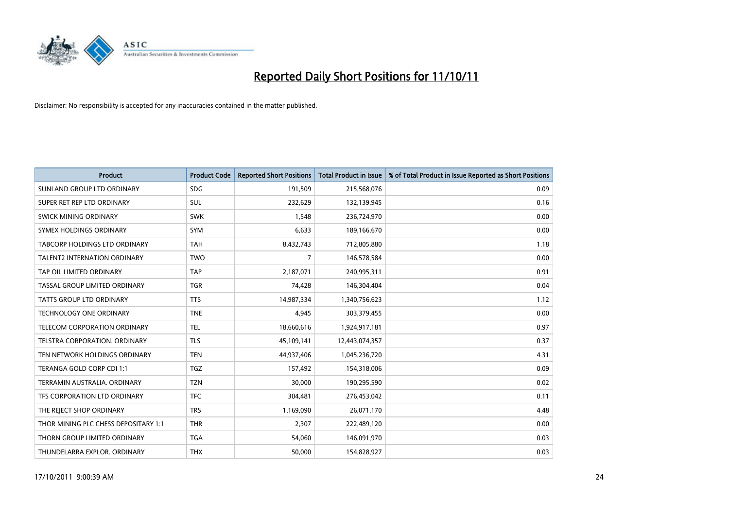# Reported Daily Short Positions for 11/10/11

Disclaimer: No responsibility is accepted for any inaccuracies contained in the matter published.

| Product | Product Code | Reported Short Positions | Total Product in Issue | % of Total Product in Issue Reported as Short Positions |
|---|---|---|---|---|
| SUNLAND GROUP LTD ORDINARY | SDG | 191,509 | 215,568,076 | 0.09 |
| SUPER RET REP LTD ORDINARY | SUL | 232,629 | 132,139,945 | 0.16 |
| SWICK MINING ORDINARY | SWK | 1,548 | 236,724,970 | 0.00 |
| SYMEX HOLDINGS ORDINARY | SYM | 6,633 | 189,166,670 | 0.00 |
| TABCORP HOLDINGS LTD ORDINARY | TAH | 8,432,743 | 712,805,880 | 1.18 |
| TALENT2 INTERNATION ORDINARY | TWO | 7 | 146,578,584 | 0.00 |
| TAP OIL LIMITED ORDINARY | TAP | 2,187,071 | 240,995,311 | 0.91 |
| TASSAL GROUP LIMITED ORDINARY | TGR | 74,428 | 146,304,404 | 0.04 |
| TATTS GROUP LTD ORDINARY | TTS | 14,987,334 | 1,340,756,623 | 1.12 |
| TECHNOLOGY ONE ORDINARY | TNE | 4,945 | 303,379,455 | 0.00 |
| TELECOM CORPORATION ORDINARY | TEL | 18,660,616 | 1,924,917,181 | 0.97 |
| TELSTRA CORPORATION. ORDINARY | TLS | 45,109,141 | 12,443,074,357 | 0.37 |
| TEN NETWORK HOLDINGS ORDINARY | TEN | 44,937,406 | 1,045,236,720 | 4.31 |
| TERANGA GOLD CORP CDI 1:1 | TGZ | 157,492 | 154,318,006 | 0.09 |
| TERRAMIN AUSTRALIA. ORDINARY | TZN | 30,000 | 190,295,590 | 0.02 |
| TFS CORPORATION LTD ORDINARY | TFC | 304,481 | 276,453,042 | 0.11 |
| THE REJECT SHOP ORDINARY | TRS | 1,169,090 | 26,071,170 | 4.48 |
| THOR MINING PLC CHESS DEPOSITARY 1:1 | THR | 2,307 | 222,489,120 | 0.00 |
| THORN GROUP LIMITED ORDINARY | TGA | 54,060 | 146,091,970 | 0.03 |
| THUNDELARRA EXPLOR. ORDINARY | THX | 50,000 | 154,828,927 | 0.03 |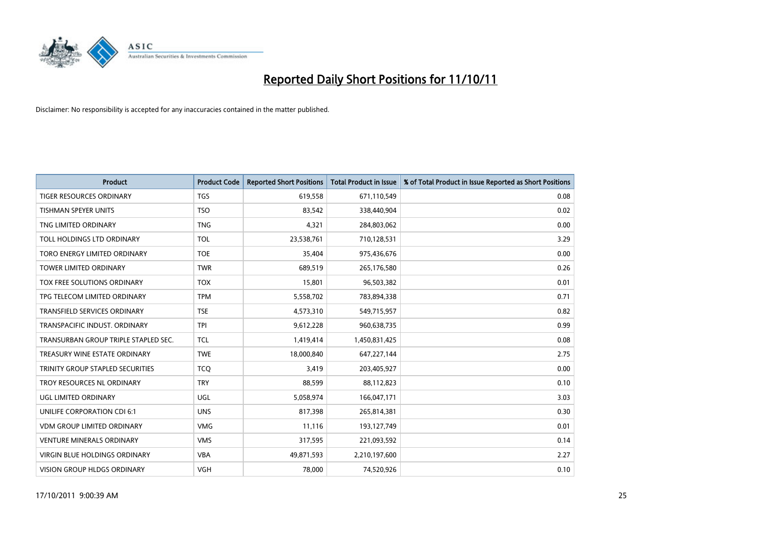# Reported Daily Short Positions for 11/10/11

Disclaimer: No responsibility is accepted for any inaccuracies contained in the matter published.

| Product | Product Code | Reported Short Positions | Total Product in Issue | % of Total Product in Issue Reported as Short Positions |
|---|---|---|---|---|
| TIGER RESOURCES ORDINARY | TGS | 619,558 | 671,110,549 | 0.08 |
| TISHMAN SPEYER UNITS | TSO | 83,542 | 338,440,904 | 0.02 |
| TNG LIMITED ORDINARY | TNG | 4,321 | 284,803,062 | 0.00 |
| TOLL HOLDINGS LTD ORDINARY | TOL | 23,538,761 | 710,128,531 | 3.29 |
| TORO ENERGY LIMITED ORDINARY | TOE | 35,404 | 975,436,676 | 0.00 |
| TOWER LIMITED ORDINARY | TWR | 689,519 | 265,176,580 | 0.26 |
| TOX FREE SOLUTIONS ORDINARY | TOX | 15,801 | 96,503,382 | 0.01 |
| TPG TELECOM LIMITED ORDINARY | TPM | 5,558,702 | 783,894,338 | 0.71 |
| TRANSFIELD SERVICES ORDINARY | TSE | 4,573,310 | 549,715,957 | 0.82 |
| TRANSPACIFIC INDUST. ORDINARY | TPI | 9,612,228 | 960,638,735 | 0.99 |
| TRANSURBAN GROUP TRIPLE STAPLED SEC. | TCL | 1,419,414 | 1,450,831,425 | 0.08 |
| TREASURY WINE ESTATE ORDINARY | TWE | 18,000,840 | 647,227,144 | 2.75 |
| TRINITY GROUP STAPLED SECURITIES | TCQ | 3,419 | 203,405,927 | 0.00 |
| TROY RESOURCES NL ORDINARY | TRY | 88,599 | 88,112,823 | 0.10 |
| UGL LIMITED ORDINARY | UGL | 5,058,974 | 166,047,171 | 3.03 |
| UNILIFE CORPORATION CDI 6:1 | UNS | 817,398 | 265,814,381 | 0.30 |
| VDM GROUP LIMITED ORDINARY | VMG | 11,116 | 193,127,749 | 0.01 |
| VENTURE MINERALS ORDINARY | VMS | 317,595 | 221,093,592 | 0.14 |
| VIRGIN BLUE HOLDINGS ORDINARY | VBA | 49,871,593 | 2,210,197,600 | 2.27 |
| VISION GROUP HLDGS ORDINARY | VGH | 78,000 | 74,520,926 | 0.10 |

17/10/2011 9:00:39 AM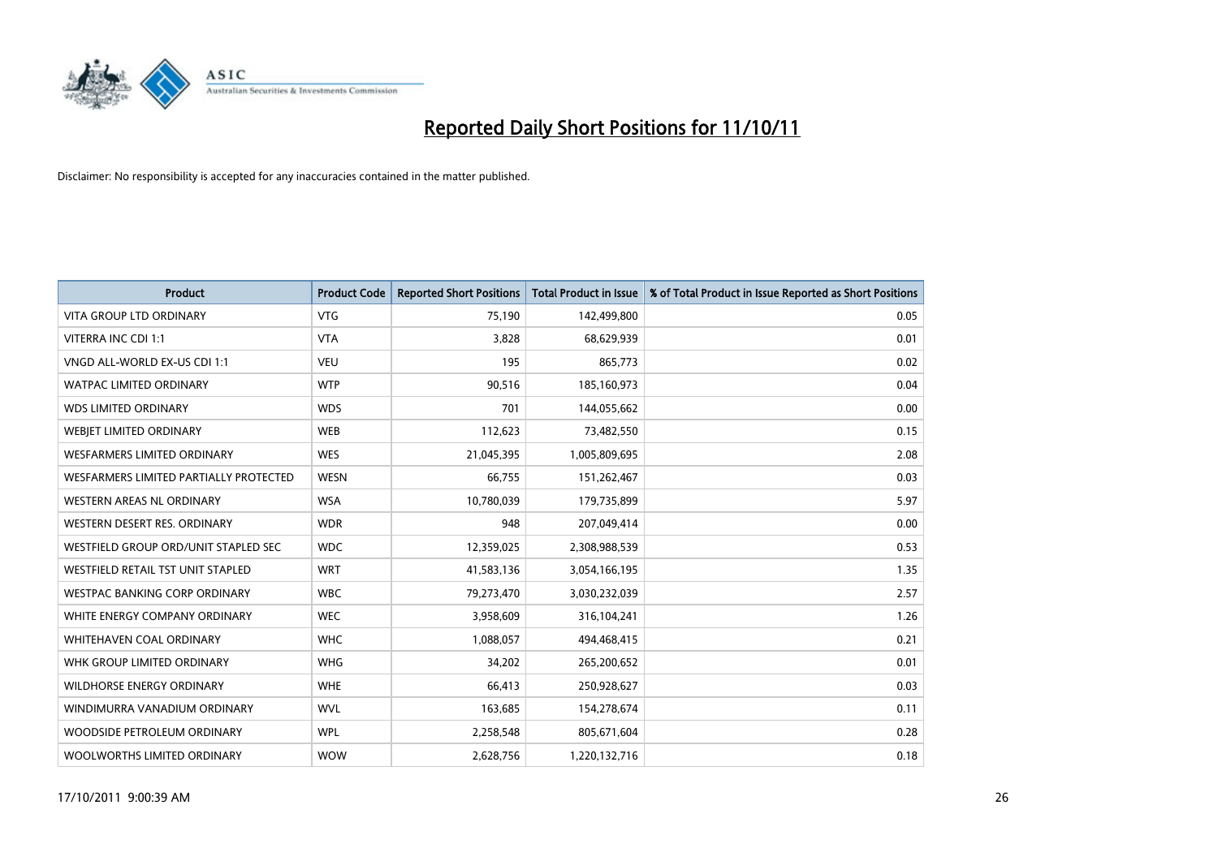# Reported Daily Short Positions for 11/10/11

Disclaimer: No responsibility is accepted for any inaccuracies contained in the matter published.

| Product | Product Code | Reported Short Positions | Total Product in Issue | % of Total Product in Issue Reported as Short Positions |
|---|---|---|---|---|
| VITA GROUP LTD ORDINARY | VTG | 75,190 | 142,499,800 | 0.05 |
| VITERRA INC CDI 1:1 | VTA | 3,828 | 68,629,939 | 0.01 |
| VNGD ALL-WORLD EX-US CDI 1:1 | VEU | 195 | 865,773 | 0.02 |
| WATPAC LIMITED ORDINARY | WTP | 90,516 | 185,160,973 | 0.04 |
| WDS LIMITED ORDINARY | WDS | 701 | 144,055,662 | 0.00 |
| WEBJET LIMITED ORDINARY | WEB | 112,623 | 73,482,550 | 0.15 |
| WESFARMERS LIMITED ORDINARY | WES | 21,045,395 | 1,005,809,695 | 2.08 |
| WESFARMERS LIMITED PARTIALLY PROTECTED | WESN | 66,755 | 151,262,467 | 0.03 |
| WESTERN AREAS NL ORDINARY | WSA | 10,780,039 | 179,735,899 | 5.97 |
| WESTERN DESERT RES. ORDINARY | WDR | 948 | 207,049,414 | 0.00 |
| WESTFIELD GROUP ORD/UNIT STAPLED SEC | WDC | 12,359,025 | 2,308,988,539 | 0.53 |
| WESTFIELD RETAIL TST UNIT STAPLED | WRT | 41,583,136 | 3,054,166,195 | 1.35 |
| WESTPAC BANKING CORP ORDINARY | WBC | 79,273,470 | 3,030,232,039 | 2.57 |
| WHITE ENERGY COMPANY ORDINARY | WEC | 3,958,609 | 316,104,241 | 1.26 |
| WHITEHAVEN COAL ORDINARY | WHC | 1,088,057 | 494,468,415 | 0.21 |
| WHK GROUP LIMITED ORDINARY | WHG | 34,202 | 265,200,652 | 0.01 |
| WILDHORSE ENERGY ORDINARY | WHE | 66,413 | 250,928,627 | 0.03 |
| WINDIMURRA VANADIUM ORDINARY | WVL | 163,685 | 154,278,674 | 0.11 |
| WOODSIDE PETROLEUM ORDINARY | WPL | 2,258,548 | 805,671,604 | 0.28 |
| WOOLWORTHS LIMITED ORDINARY | WOW | 2,628,756 | 1,220,132,716 | 0.18 |

17/10/2011 9:00:39 AM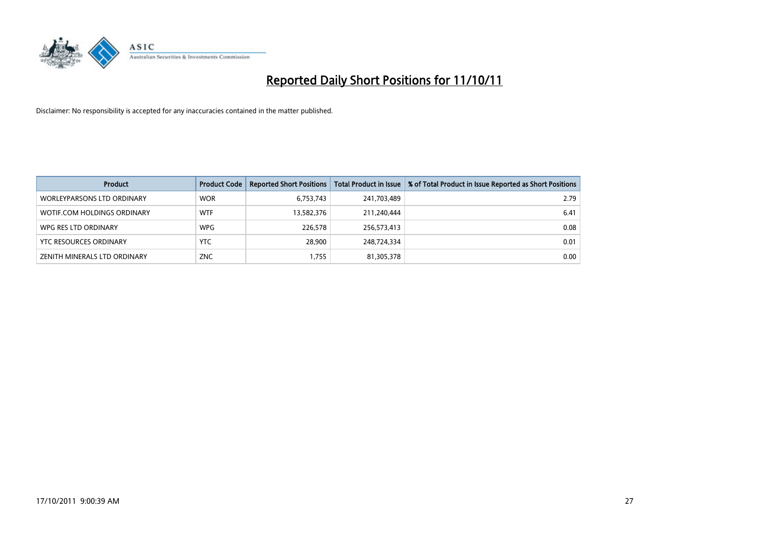# Reported Daily Short Positions for 11/10/11

Disclaimer: No responsibility is accepted for any inaccuracies contained in the matter published.

| Product | Product Code | Reported Short Positions | Total Product in Issue | % of Total Product in Issue Reported as Short Positions |
|---|---|---|---|---|
| WORLEYPARSONS LTD ORDINARY | WOR | 6,753,743 | 241,703,489 | 2.79 |
| WOTIF.COM HOLDINGS ORDINARY | WTF | 13,582,376 | 211,240,444 | 6.41 |
| WPG RES LTD ORDINARY | WPG | 226,578 | 256,573,413 | 0.08 |
| YTC RESOURCES ORDINARY | YTC | 28,900 | 248,724,334 | 0.01 |
| ZENITH MINERALS LTD ORDINARY | ZNC | 1,755 | 81,305,378 | 0.00 |

17/10/2011 9:00:39 AM